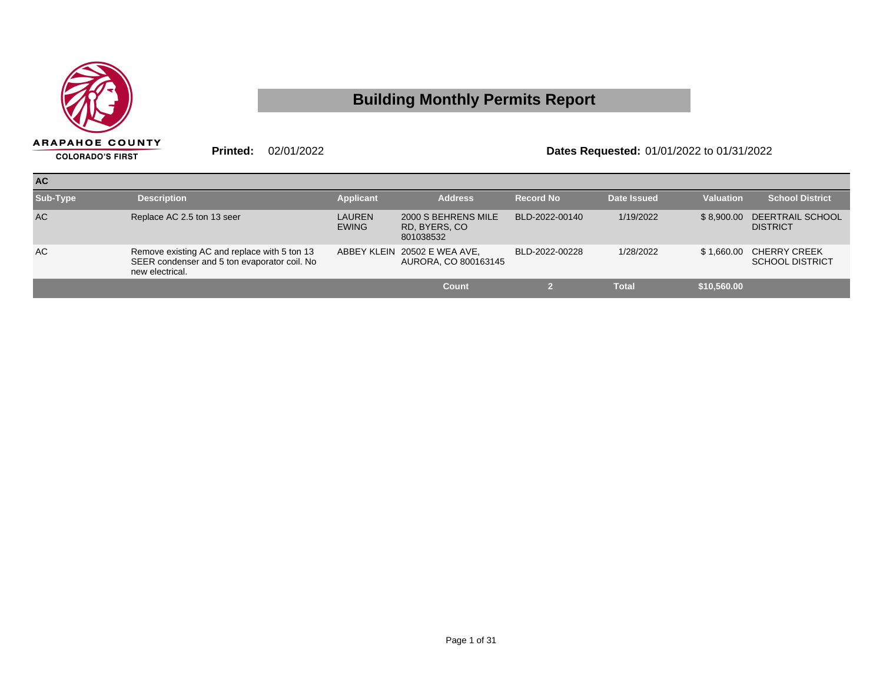ARAPAHOE COUNTY
COLORADO'S FIRST

# Building Monthly Permits Report

**Printed:** 02/01/2022 **Dates Requested:** 01/01/2022 to 01/31/2022

## AC

| Sub-Type | Description | Applicant | Address | Record No | Date Issued | Valuation | School District |
|---|---|---|---|---|---|---|---|
| AC | Replace AC 2.5 ton 13 seer | LAUREN EWING | 2000 S BEHRENS MILE RD, BYERS, CO 801038532 | BLD-2022-00140 | 1/19/2022 | $ 8,900.00 | DEERTRAIL SCHOOL DISTRICT |
| AC | Remove existing AC and replace with 5 ton 13 SEER condenser and 5 ton evaporator coil. No new electrical. | ABBEY KLEIN | 20502 E WEA AVE, AURORA, CO 800163145 | BLD-2022-00228 | 1/28/2022 | $ 1,660.00 | CHERRY CREEK SCHOOL DISTRICT |
| | | | Count | 2 | Total | $10,560.00 | |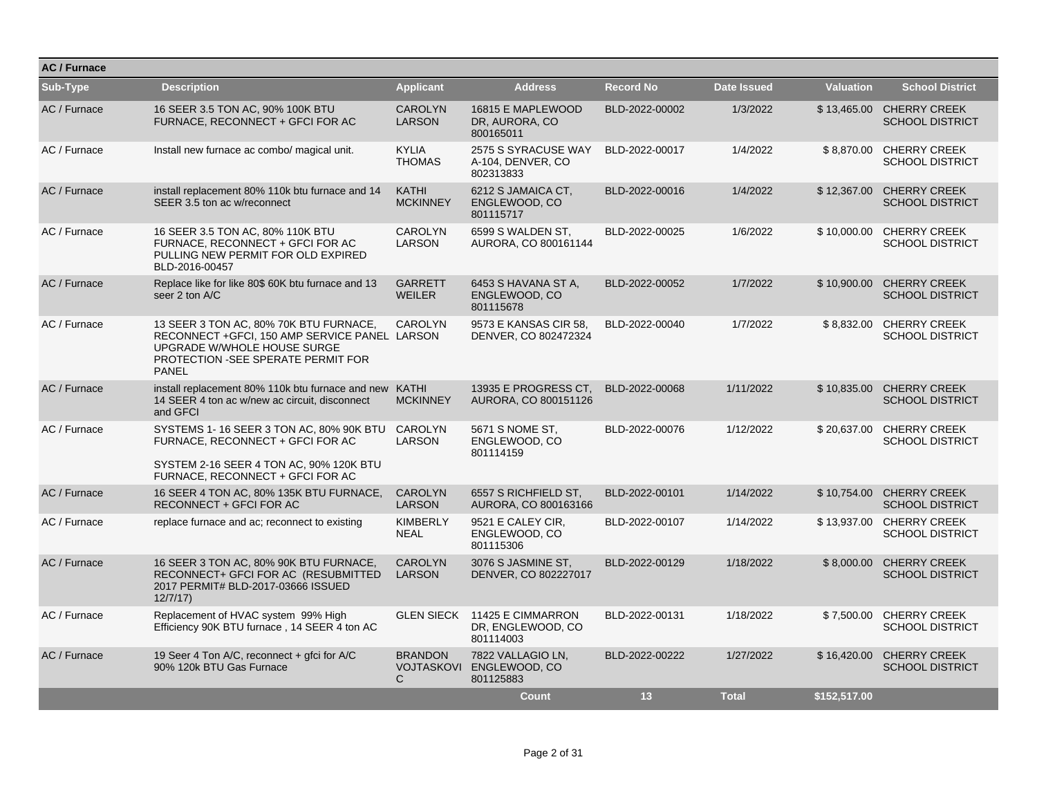## AC / Furnace

| Sub-Type | Description | Applicant | Address | Record No | Date Issued | Valuation | School District |
|---|---|---|---|---|---|---|---|
| AC / Furnace | 16 SEER 3.5 TON AC, 90% 100K BTU FURNACE, RECONNECT + GFCI FOR AC | CAROLYN LARSON | 16815 E MAPLEWOOD DR, AURORA, CO 800165011 | BLD-2022-00002 | 1/3/2022 | $ 13,465.00 | CHERRY CREEK SCHOOL DISTRICT |
| AC / Furnace | Install new furnace ac combo/ magical unit. | KYLIA THOMAS | 2575 S SYRACUSE WAY A-104, DENVER, CO 802313833 | BLD-2022-00017 | 1/4/2022 | $ 8,870.00 | CHERRY CREEK SCHOOL DISTRICT |
| AC / Furnace | install replacement 80% 110k btu furnace and 14 SEER 3.5 ton ac w/reconnect | KATHI MCKINNEY | 6212 S JAMAICA CT, ENGLEWOOD, CO 801115717 | BLD-2022-00016 | 1/4/2022 | $ 12,367.00 | CHERRY CREEK SCHOOL DISTRICT |
| AC / Furnace | 16 SEER 3.5 TON AC, 80% 110K BTU FURNACE, RECONNECT + GFCI FOR AC PULLING NEW PERMIT FOR OLD EXPIRED BLD-2016-00457 | CAROLYN LARSON | 6599 S WALDEN ST, AURORA, CO 800161144 | BLD-2022-00025 | 1/6/2022 | $ 10,000.00 | CHERRY CREEK SCHOOL DISTRICT |
| AC / Furnace | Replace like for like 80$ 60K btu furnace and 13 seer 2 ton A/C | GARRETT WEILER | 6453 S HAVANA ST A, ENGLEWOOD, CO 801115678 | BLD-2022-00052 | 1/7/2022 | $ 10,900.00 | CHERRY CREEK SCHOOL DISTRICT |
| AC / Furnace | 13 SEER 3 TON AC, 80% 70K BTU FURNACE, RECONNECT +GFCI, 150 AMP SERVICE PANEL UPGRADE W/WHOLE HOUSE SURGE PROTECTION -SEE SPERATE PERMIT FOR PANEL | CAROLYN LARSON | 9573 E KANSAS CIR 58, DENVER, CO 802472324 | BLD-2022-00040 | 1/7/2022 | $ 8,832.00 | CHERRY CREEK SCHOOL DISTRICT |
| AC / Furnace | install replacement 80% 110k btu furnace and new 14 SEER 4 ton ac w/new ac circuit, disconnect and GFCI | KATHI MCKINNEY | 13935 E PROGRESS CT, AURORA, CO 800151126 | BLD-2022-00068 | 1/11/2022 | $ 10,835.00 | CHERRY CREEK SCHOOL DISTRICT |
| AC / Furnace | SYSTEMS 1- 16 SEER 3 TON AC, 80% 90K BTU FURNACE, RECONNECT + GFCI FOR AC SYSTEM 2-16 SEER 4 TON AC, 90% 120K BTU FURNACE, RECONNECT + GFCI FOR AC | CAROLYN LARSON | 5671 S NOME ST, ENGLEWOOD, CO 801114159 | BLD-2022-00076 | 1/12/2022 | $ 20,637.00 | CHERRY CREEK SCHOOL DISTRICT |
| AC / Furnace | 16 SEER 4 TON AC, 80% 135K BTU FURNACE, RECONNECT + GFCI FOR AC | CAROLYN LARSON | 6557 S RICHFIELD ST, AURORA, CO 800163166 | BLD-2022-00101 | 1/14/2022 | $ 10,754.00 | CHERRY CREEK SCHOOL DISTRICT |
| AC / Furnace | replace furnace and ac; reconnect to existing | KIMBERLY NEAL | 9521 E CALEY CIR, ENGLEWOOD, CO 801115306 | BLD-2022-00107 | 1/14/2022 | $ 13,937.00 | CHERRY CREEK SCHOOL DISTRICT |
| AC / Furnace | 16 SEER 3 TON AC, 80% 90K BTU FURNACE, RECONNECT+ GFCI FOR AC (RESUBMITTED 2017 PERMIT# BLD-2017-03666 ISSUED 12/7/17) | CAROLYN LARSON | 3076 S JASMINE ST, DENVER, CO 802227017 | BLD-2022-00129 | 1/18/2022 | $ 8,000.00 | CHERRY CREEK SCHOOL DISTRICT |
| AC / Furnace | Replacement of HVAC system 99% High Efficiency 90K BTU furnace , 14 SEER 4 ton AC | GLEN SIECK | 11425 E CIMMARRON DR, ENGLEWOOD, CO 801114003 | BLD-2022-00131 | 1/18/2022 | $ 7,500.00 | CHERRY CREEK SCHOOL DISTRICT |
| AC / Furnace | 19 Seer 4 Ton A/C, reconnect + gfci for A/C 90% 120k BTU Gas Furnace | BRANDON VOJTASKOVIC | 7822 VALLAGIO LN, ENGLEWOOD, CO 801125883 | BLD-2022-00222 | 1/27/2022 | $ 16,420.00 | CHERRY CREEK SCHOOL DISTRICT |
| | | | **Count** | **13** | **Total** | **$152,517.00** | |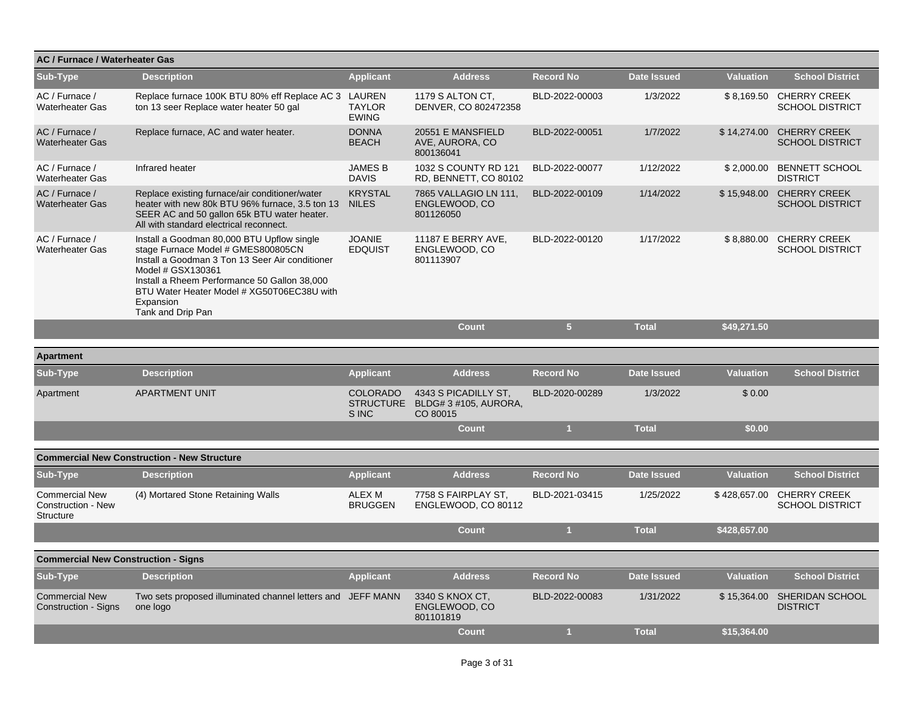## AC / Furnace / Waterheater Gas

| Sub-Type | Description | Applicant | Address | Record No | Date Issued | Valuation | School District |
|---|---|---|---|---|---|---|---|
| AC / Furnace / Waterheater Gas | Replace furnace 100K BTU 80% eff Replace AC 3 ton 13 seer Replace water heater 50 gal | LAUREN TAYLOR EWING | 1179 S ALTON CT, DENVER, CO 802472358 | BLD-2022-00003 | 1/3/2022 | $ 8,169.50 | CHERRY CREEK SCHOOL DISTRICT |
| AC / Furnace / Waterheater Gas | Replace furnace, AC and water heater. | DONNA BEACH | 20551 E MANSFIELD AVE, AURORA, CO 800136041 | BLD-2022-00051 | 1/7/2022 | $ 14,274.00 | CHERRY CREEK SCHOOL DISTRICT |
| AC / Furnace / Waterheater Gas | Infrared heater | JAMES B DAVIS | 1032 S COUNTY RD 121 RD, BENNETT, CO 80102 | BLD-2022-00077 | 1/12/2022 | $ 2,000.00 | BENNETT SCHOOL DISTRICT |
| AC / Furnace / Waterheater Gas | Replace existing furnace/air conditioner/water heater with new 80k BTU 96% furnace, 3.5 ton 13 SEER AC and 50 gallon 65k BTU water heater. All with standard electrical reconnect. | KRYSTAL NILES | 7865 VALLAGIO LN 111, ENGLEWOOD, CO 801126050 | BLD-2022-00109 | 1/14/2022 | $ 15,948.00 | CHERRY CREEK SCHOOL DISTRICT |
| AC / Furnace / Waterheater Gas | Install a Goodman 80,000 BTU Upflow single stage Furnace Model # GMES800805CN Install a Goodman 3 Ton 13 Seer Air conditioner Model # GSX130361 Install a Rheem Performance 50 Gallon 38,000 BTU Water Heater Model # XG50T06EC38U with Expansion Tank and Drip Pan | JOANIE EDQUIST | 11187 E BERRY AVE, ENGLEWOOD, CO 801113907 | BLD-2022-00120 | 1/17/2022 | $ 8,880.00 | CHERRY CREEK SCHOOL DISTRICT |
| | | | **Count** | **5** | **Total** | **$49,271.50** | |

## Apartment

| Sub-Type | Description | Applicant | Address | Record No | Date Issued | Valuation | School District |
|---|---|---|---|---|---|---|---|
| Apartment | APARTMENT UNIT | COLORADO STRUCTURE S INC | 4343 S PICADILLY ST, BLDG# 3 #105, AURORA, CO 80015 | BLD-2020-00289 | 1/3/2022 | $ 0.00 | |
| | | | **Count** | **1** | **Total** | **$0.00** | |

## Commercial New Construction - New Structure

| Sub-Type | Description | Applicant | Address | Record No | Date Issued | Valuation | School District |
|---|---|---|---|---|---|---|---|
| Commercial New Construction - New Structure | (4) Mortared Stone Retaining Walls | ALEX M BRUGGEN | 7758 S FAIRPLAY ST, ENGLEWOOD, CO 80112 | BLD-2021-03415 | 1/25/2022 | $ 428,657.00 | CHERRY CREEK SCHOOL DISTRICT |
| | | | **Count** | **1** | **Total** | **$428,657.00** | |

## Commercial New Construction - Signs

| Sub-Type | Description | Applicant | Address | Record No | Date Issued | Valuation | School District |
|---|---|---|---|---|---|---|---|
| Commercial New Construction - Signs | Two sets proposed illuminated channel letters and one logo | JEFF MANN | 3340 S KNOX CT, ENGLEWOOD, CO 801101819 | BLD-2022-00083 | 1/31/2022 | $ 15,364.00 | SHERIDAN SCHOOL DISTRICT |
| | | | **Count** | **1** | **Total** | **$15,364.00** | |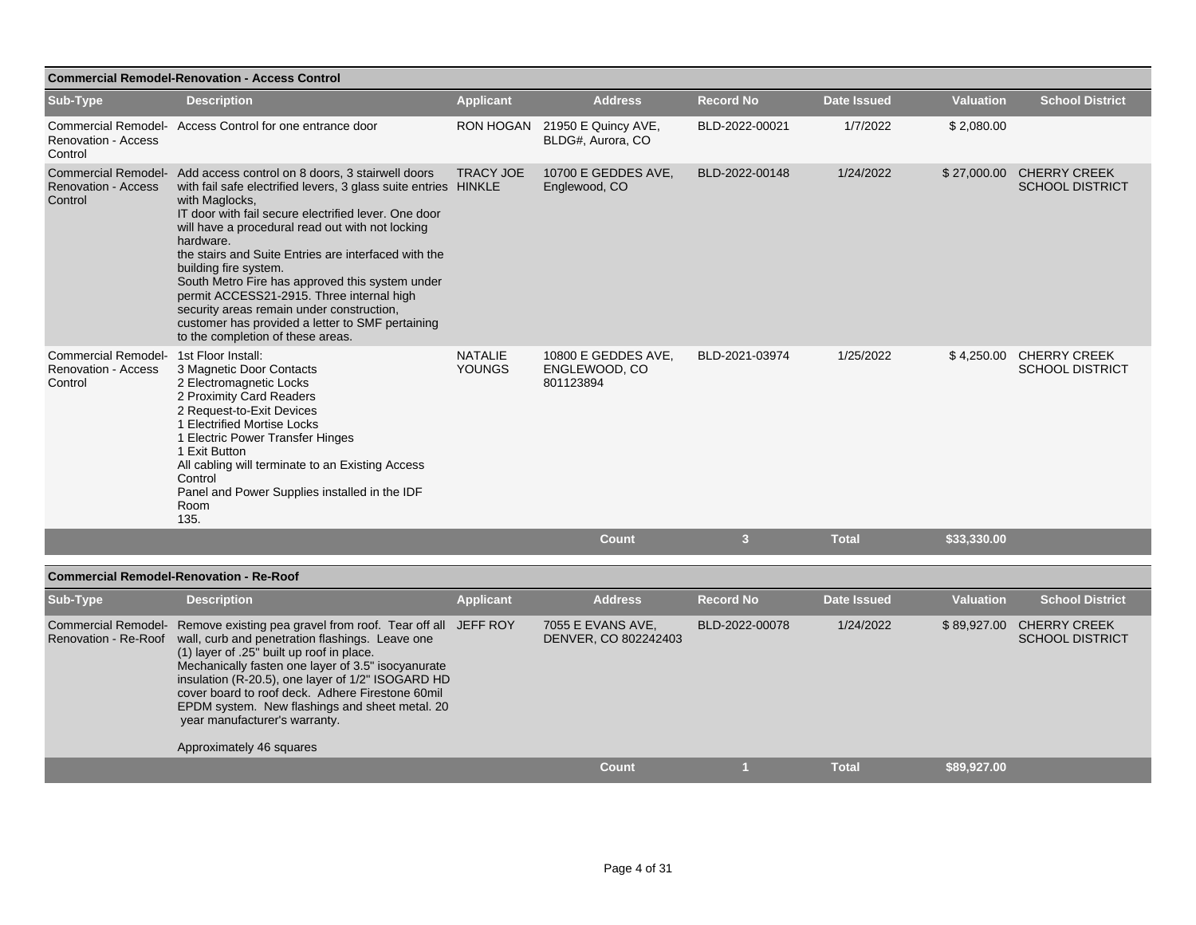## Commercial Remodel-Renovation - Access Control

| Sub-Type | Description | Applicant | Address | Record No | Date Issued | Valuation | School District |
|---|---|---|---|---|---|---|---|
| Commercial Remodel-Renovation - Access Control | Access Control for one entrance door | RON HOGAN | 21950 E Quincy AVE, BLDG#, Aurora, CO | BLD-2022-00021 | 1/7/2022 | $ 2,080.00 | |
| Commercial Remodel-Renovation - Access Control | Add access control on 8 doors, 3 stairwell doors with fail safe electrified levers, 3 glass suite entries with Maglocks,<br>IT door with fail secure electrified lever. One door will have a procedural read out with not locking hardware.<br>the stairs and Suite Entries are interfaced with the building fire system.<br>South Metro Fire has approved this system under permit ACCESS21-2915. Three internal high security areas remain under construction, customer has provided a letter to SMF pertaining to the completion of these areas. | TRACY JOE HINKLE | 10700 E GEDDES AVE, Englewood, CO | BLD-2022-00148 | 1/24/2022 | $ 27,000.00 | CHERRY CREEK SCHOOL DISTRICT |
| Commercial Remodel-Renovation - Access Control | 1st Floor Install:<br>3 Magnetic Door Contacts<br>2 Electromagnetic Locks<br>2 Proximity Card Readers<br>2 Request-to-Exit Devices<br>1 Electrified Mortise Locks<br>1 Electric Power Transfer Hinges<br>1 Exit Button<br>All cabling will terminate to an Existing Access Control<br>Panel and Power Supplies installed in the IDF Room<br>135. | NATALIE YOUNGS | 10800 E GEDDES AVE, ENGLEWOOD, CO 801123894 | BLD-2021-03974 | 1/25/2022 | $ 4,250.00 | CHERRY CREEK SCHOOL DISTRICT |
| | | | **Count** | **3** | **Total** | **$33,330.00** | |

## Commercial Remodel-Renovation - Re-Roof

| Sub-Type | Description | Applicant | Address | Record No | Date Issued | Valuation | School District |
|---|---|---|---|---|---|---|---|
| Commercial Remodel-Renovation - Re-Roof | Remove existing pea gravel from roof. Tear off all wall, curb and penetration flashings. Leave one (1) layer of .25" built up roof in place.<br>Mechanically fasten one layer of 3.5" isocyanurate insulation (R-20.5), one layer of 1/2" ISOGARD HD cover board to roof deck. Adhere Firestone 60mil EPDM system. New flashings and sheet metal. 20 year manufacturer's warranty.<br><br>Approximately 46 squares | JEFF ROY | 7055 E EVANS AVE, DENVER, CO 802242403 | BLD-2022-00078 | 1/24/2022 | $ 89,927.00 | CHERRY CREEK SCHOOL DISTRICT |
| | | | **Count** | **1** | **Total** | **$89,927.00** | |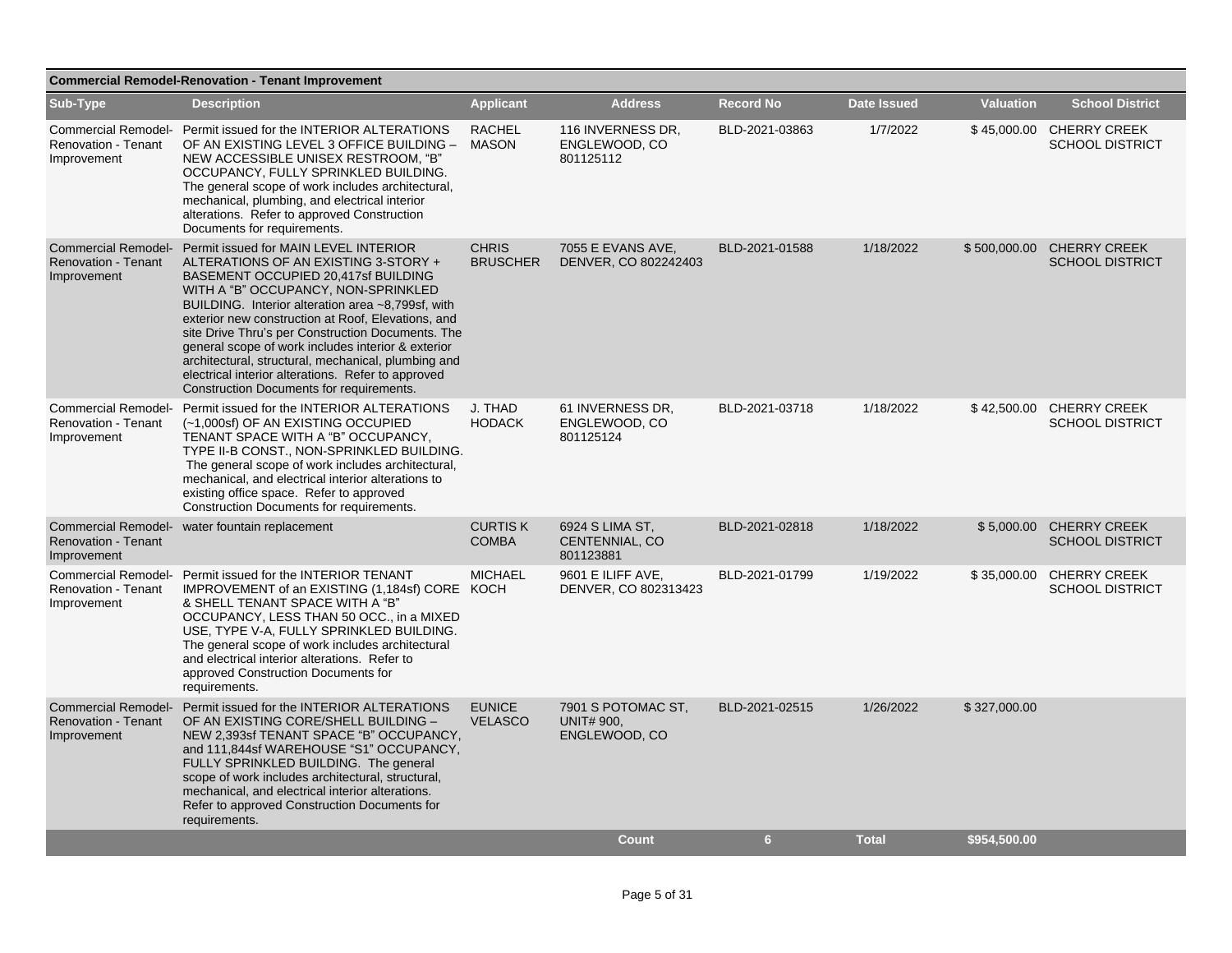## Commercial Remodel-Renovation - Tenant Improvement

| Sub-Type | Description | Applicant | Address | Record No | Date Issued | Valuation | School District |
|---|---|---|---|---|---|---|---|
| Commercial Remodel-Renovation - Tenant Improvement | Permit issued for the INTERIOR ALTERATIONS OF AN EXISTING LEVEL 3 OFFICE BUILDING – NEW ACCESSIBLE UNISEX RESTROOM, "B" OCCUPANCY, FULLY SPRINKLED BUILDING. The general scope of work includes architectural, mechanical, plumbing, and electrical interior alterations. Refer to approved Construction Documents for requirements. | RACHEL MASON | 116 INVERNESS DR, ENGLEWOOD, CO 801125112 | BLD-2021-03863 | 1/7/2022 | $ 45,000.00 | CHERRY CREEK SCHOOL DISTRICT |
| Commercial Remodel-Renovation - Tenant Improvement | Permit issued for MAIN LEVEL INTERIOR ALTERATIONS OF AN EXISTING 3-STORY + BASEMENT OCCUPIED 20,417sf BUILDING WITH A "B" OCCUPANCY, NON-SPRINKLED BUILDING. Interior alteration area ~8,799sf, with exterior new construction at Roof, Elevations, and site Drive Thru's per Construction Documents. The general scope of work includes interior & exterior architectural, structural, mechanical, plumbing and electrical interior alterations. Refer to approved Construction Documents for requirements. | CHRIS BRUSCHER | 7055 E EVANS AVE, DENVER, CO 802242403 | BLD-2021-01588 | 1/18/2022 | $ 500,000.00 | CHERRY CREEK SCHOOL DISTRICT |
| Commercial Remodel-Renovation - Tenant Improvement | Permit issued for the INTERIOR ALTERATIONS (~1,000sf) OF AN EXISTING OCCUPIED TENANT SPACE WITH A "B" OCCUPANCY, TYPE II-B CONST., NON-SPRINKLED BUILDING. The general scope of work includes architectural, mechanical, and electrical interior alterations to existing office space. Refer to approved Construction Documents for requirements. | J. THAD HODACK | 61 INVERNESS DR, ENGLEWOOD, CO 801125124 | BLD-2021-03718 | 1/18/2022 | $ 42,500.00 | CHERRY CREEK SCHOOL DISTRICT |
| Commercial Remodel-Renovation - Tenant Improvement | water fountain replacement | CURTIS K COMBA | 6924 S LIMA ST, CENTENNIAL, CO 801123881 | BLD-2021-02818 | 1/18/2022 | $ 5,000.00 | CHERRY CREEK SCHOOL DISTRICT |
| Commercial Remodel-Renovation - Tenant Improvement | Permit issued for the INTERIOR TENANT IMPROVEMENT of an EXISTING (1,184sf) CORE & SHELL TENANT SPACE WITH A "B" OCCUPANCY, LESS THAN 50 OCC., in a MIXED USE, TYPE V-A, FULLY SPRINKLED BUILDING. The general scope of work includes architectural and electrical interior alterations. Refer to approved Construction Documents for requirements. | MICHAEL KOCH | 9601 E ILIFF AVE, DENVER, CO 802313423 | BLD-2021-01799 | 1/19/2022 | $ 35,000.00 | CHERRY CREEK SCHOOL DISTRICT |
| Commercial Remodel-Renovation - Tenant Improvement | Permit issued for the INTERIOR ALTERATIONS OF AN EXISTING CORE/SHELL BUILDING – NEW 2,393sf TENANT SPACE "B" OCCUPANCY, and 111,844sf WAREHOUSE "S1" OCCUPANCY, FULLY SPRINKLED BUILDING. The general scope of work includes architectural, structural, mechanical, and electrical interior alterations. Refer to approved Construction Documents for requirements. | EUNICE VELASCO | 7901 S POTOMAC ST, UNIT# 900, ENGLEWOOD, CO | BLD-2021-02515 | 1/26/2022 | $ 327,000.00 | |
| | | | Count | 6 | Total | $954,500.00 | |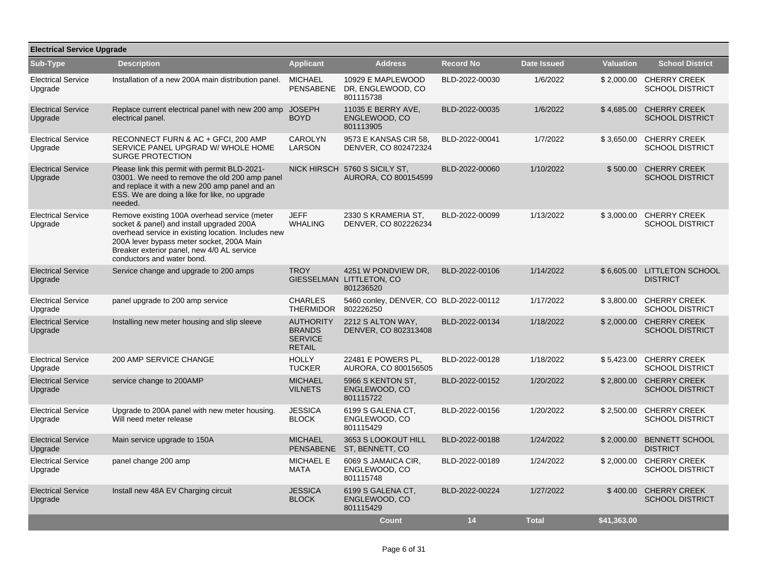## Electrical Service Upgrade

| Sub-Type | Description | Applicant | Address | Record No | Date Issued | Valuation | School District |
|---|---|---|---|---|---|---|---|
| Electrical Service Upgrade | Installation of a new 200A main distribution panel. | MICHAEL PENSABENE | 10929 E MAPLEWOOD DR, ENGLEWOOD, CO 801115738 | BLD-2022-00030 | 1/6/2022 | $ 2,000.00 | CHERRY CREEK SCHOOL DISTRICT |
| Electrical Service Upgrade | Replace current electrical panel with new 200 amp electrical panel. | JOSEPH BOYD | 11035 E BERRY AVE, ENGLEWOOD, CO 801113905 | BLD-2022-00035 | 1/6/2022 | $ 4,685.00 | CHERRY CREEK SCHOOL DISTRICT |
| Electrical Service Upgrade | RECONNECT FURN & AC + GFCI, 200 AMP SERVICE PANEL UPGRAD W/ WHOLE HOME SURGE PROTECTION | CAROLYN LARSON | 9573 E KANSAS CIR 58, DENVER, CO 802472324 | BLD-2022-00041 | 1/7/2022 | $ 3,650.00 | CHERRY CREEK SCHOOL DISTRICT |
| Electrical Service Upgrade | Please link this permit with permit BLD-2021-03001. We need to remove the old 200 amp panel and replace it with a new 200 amp panel and an ESS. We are doing a like for like, no upgrade needed. | NICK HIRSCH | 5760 S SICILY ST, AURORA, CO 800154599 | BLD-2022-00060 | 1/10/2022 | $ 500.00 | CHERRY CREEK SCHOOL DISTRICT |
| Electrical Service Upgrade | Remove existing 100A overhead service (meter socket & panel) and install upgraded 200A overhead service in existing location. Includes new 200A lever bypass meter socket, 200A Main Breaker exterior panel, new 4/0 AL service conductors and water bond. | JEFF WHALING | 2330 S KRAMERIA ST, DENVER, CO 802226234 | BLD-2022-00099 | 1/13/2022 | $ 3,000.00 | CHERRY CREEK SCHOOL DISTRICT |
| Electrical Service Upgrade | Service change and upgrade to 200 amps | TROY GIESSELMAN | 4251 W PONDVIEW DR, LITTLETON, CO 801236520 | BLD-2022-00106 | 1/14/2022 | $ 6,605.00 | LITTLETON SCHOOL DISTRICT |
| Electrical Service Upgrade | panel upgrade to 200 amp service | CHARLES THERMIDOR | 5460 conley, DENVER, CO 802226250 | BLD-2022-00112 | 1/17/2022 | $ 3,800.00 | CHERRY CREEK SCHOOL DISTRICT |
| Electrical Service Upgrade | Installing new meter housing and slip sleeve | AUTHORITY BRANDS SERVICE RETAIL | 2212 S ALTON WAY, DENVER, CO 802313408 | BLD-2022-00134 | 1/18/2022 | $ 2,000.00 | CHERRY CREEK SCHOOL DISTRICT |
| Electrical Service Upgrade | 200 AMP SERVICE CHANGE | HOLLY TUCKER | 22481 E POWERS PL, AURORA, CO 800156505 | BLD-2022-00128 | 1/18/2022 | $ 5,423.00 | CHERRY CREEK SCHOOL DISTRICT |
| Electrical Service Upgrade | service change to 200AMP | MICHAEL VILNETS | 5966 S KENTON ST, ENGLEWOOD, CO 801115722 | BLD-2022-00152 | 1/20/2022 | $ 2,800.00 | CHERRY CREEK SCHOOL DISTRICT |
| Electrical Service Upgrade | Upgrade to 200A panel with new meter housing. Will need meter release | JESSICA BLOCK | 6199 S GALENA CT, ENGLEWOOD, CO 801115429 | BLD-2022-00156 | 1/20/2022 | $ 2,500.00 | CHERRY CREEK SCHOOL DISTRICT |
| Electrical Service Upgrade | Main service upgrade to 150A | MICHAEL PENSABENE | 3653 S LOOKOUT HILL ST, BENNETT, CO | BLD-2022-00188 | 1/24/2022 | $ 2,000.00 | BENNETT SCHOOL DISTRICT |
| Electrical Service Upgrade | panel change 200 amp | MICHAEL E MATA | 6069 S JAMAICA CIR, ENGLEWOOD, CO 801115748 | BLD-2022-00189 | 1/24/2022 | $ 2,000.00 | CHERRY CREEK SCHOOL DISTRICT |
| Electrical Service Upgrade | Install new 48A EV Charging circuit | JESSICA BLOCK | 6199 S GALENA CT, ENGLEWOOD, CO 801115429 | BLD-2022-00224 | 1/27/2022 | $ 400.00 | CHERRY CREEK SCHOOL DISTRICT |
| | | | **Count** | **14** | **Total** | **$41,363.00** | |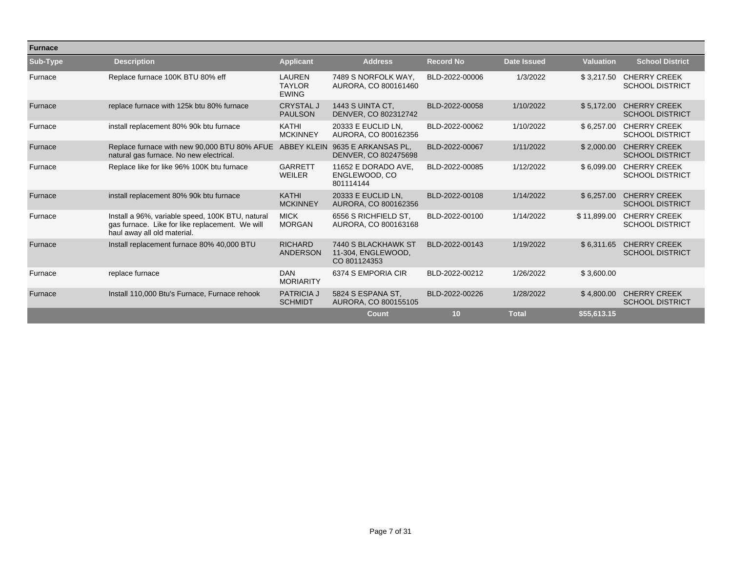**Furnace**

| Sub-Type | Description | Applicant | Address | Record No | Date Issued | Valuation | School District |
|---|---|---|---|---|---|---|---|
| Furnace | Replace furnace 100K BTU 80% eff | LAUREN TAYLOR EWING | 7489 S NORFOLK WAY, AURORA, CO 800161460 | BLD-2022-00006 | 1/3/2022 | $ 3,217.50 | CHERRY CREEK SCHOOL DISTRICT |
| Furnace | replace furnace with 125k btu 80% furnace | CRYSTAL J PAULSON | 1443 S UINTA CT, DENVER, CO 802312742 | BLD-2022-00058 | 1/10/2022 | $ 5,172.00 | CHERRY CREEK SCHOOL DISTRICT |
| Furnace | install replacement 80% 90k btu furnace | KATHI MCKINNEY | 20333 E EUCLID LN, AURORA, CO 800162356 | BLD-2022-00062 | 1/10/2022 | $ 6,257.00 | CHERRY CREEK SCHOOL DISTRICT |
| Furnace | Replace furnace with new 90,000 BTU 80% AFUE natural gas furnace. No new electrical. | ABBEY KLEIN | 9635 E ARKANSAS PL, DENVER, CO 802475698 | BLD-2022-00067 | 1/11/2022 | $ 2,000.00 | CHERRY CREEK SCHOOL DISTRICT |
| Furnace | Replace like for like 96% 100K btu furnace | GARRETT WEILER | 11652 E DORADO AVE, ENGLEWOOD, CO 801114144 | BLD-2022-00085 | 1/12/2022 | $ 6,099.00 | CHERRY CREEK SCHOOL DISTRICT |
| Furnace | install replacement 80% 90k btu furnace | KATHI MCKINNEY | 20333 E EUCLID LN, AURORA, CO 800162356 | BLD-2022-00108 | 1/14/2022 | $ 6,257.00 | CHERRY CREEK SCHOOL DISTRICT |
| Furnace | Install a 96%, variable speed, 100K BTU, natural gas furnace. Like for like replacement. We will haul away all old material. | MICK MORGAN | 6556 S RICHFIELD ST, AURORA, CO 800163168 | BLD-2022-00100 | 1/14/2022 | $ 11,899.00 | CHERRY CREEK SCHOOL DISTRICT |
| Furnace | Install replacement furnace 80% 40,000 BTU | RICHARD ANDERSON | 7440 S BLACKHAWK ST 11-304, ENGLEWOOD, CO 801124353 | BLD-2022-00143 | 1/19/2022 | $ 6,311.65 | CHERRY CREEK SCHOOL DISTRICT |
| Furnace | replace furnace | DAN MORIARITY | 6374 S EMPORIA CIR | BLD-2022-00212 | 1/26/2022 | $ 3,600.00 | |
| Furnace | Install 110,000 Btu's Furnace, Furnace rehook | PATRICIA J SCHMIDT | 5824 S ESPANA ST, AURORA, CO 800155105 | BLD-2022-00226 | 1/28/2022 | $ 4,800.00 | CHERRY CREEK SCHOOL DISTRICT |
| | | | **Count** | **10** | **Total** | **$55,613.15** | |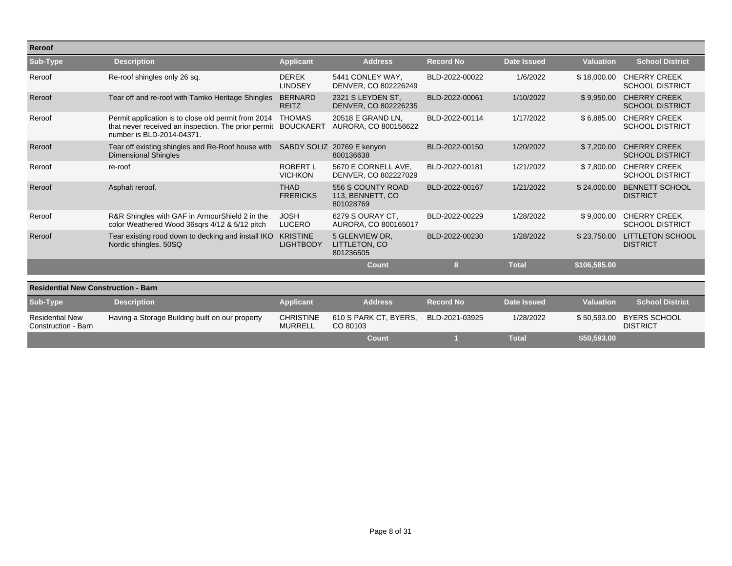## Reroof

| Sub-Type | Description | Applicant | Address | Record No | Date Issued | Valuation | School District |
|---|---|---|---|---|---|---|---|
| Reroof | Re-roof shingles only 26 sq. | DEREK LINDSEY | 5441 CONLEY WAY, DENVER, CO 802226249 | BLD-2022-00022 | 1/6/2022 | $ 18,000.00 | CHERRY CREEK SCHOOL DISTRICT |
| Reroof | Tear off and re-roof with Tamko Heritage Shingles | BERNARD REITZ | 2321 S LEYDEN ST, DENVER, CO 802226235 | BLD-2022-00061 | 1/10/2022 | $ 9,950.00 | CHERRY CREEK SCHOOL DISTRICT |
| Reroof | Permit application is to close old permit from 2014 that never received an inspection. The prior permit number is BLD-2014-04371. | THOMAS BOUCKAERT | 20518 E GRAND LN, AURORA, CO 800156622 | BLD-2022-00114 | 1/17/2022 | $ 6,885.00 | CHERRY CREEK SCHOOL DISTRICT |
| Reroof | Tear off existing shingles and Re-Roof house with Dimensional Shingles | SABDY SOLIZ | 20769 E kenyon 800136638 | BLD-2022-00150 | 1/20/2022 | $ 7,200.00 | CHERRY CREEK SCHOOL DISTRICT |
| Reroof | re-roof | ROBERT L VICHKON | 5670 E CORNELL AVE, DENVER, CO 802227029 | BLD-2022-00181 | 1/21/2022 | $ 7,800.00 | CHERRY CREEK SCHOOL DISTRICT |
| Reroof | Asphalt reroof. | THAD FRERICKS | 556 S COUNTY ROAD 113, BENNETT, CO 801028769 | BLD-2022-00167 | 1/21/2022 | $ 24,000.00 | BENNETT SCHOOL DISTRICT |
| Reroof | R&R Shingles with GAF in ArmourShield 2 in the color Weathered Wood 36sqrs 4/12 & 5/12 pitch | JOSH LUCERO | 6279 S OURAY CT, AURORA, CO 800165017 | BLD-2022-00229 | 1/28/2022 | $ 9,000.00 | CHERRY CREEK SCHOOL DISTRICT |
| Reroof | Tear existing rood down to decking and install IKO Nordic shingles. 50SQ | KRISTINE LIGHTBODY | 5 GLENVIEW DR, LITTLETON, CO 801236505 | BLD-2022-00230 | 1/28/2022 | $ 23,750.00 | LITTLETON SCHOOL DISTRICT |
| | | | **Count** | **8** | **Total** | **$106,585.00** | |

## Residential New Construction - Barn

| Sub-Type | Description | Applicant | Address | Record No | Date Issued | Valuation | School District |
|---|---|---|---|---|---|---|---|
| Residential New Construction - Barn | Having a Storage Building built on our property | CHRISTINE MURRELL | 610 S PARK CT, BYERS, CO 80103 | BLD-2021-03925 | 1/28/2022 | $ 50,593.00 | BYERS SCHOOL DISTRICT |
| | | | **Count** | **1** | **Total** | **$50,593.00** | |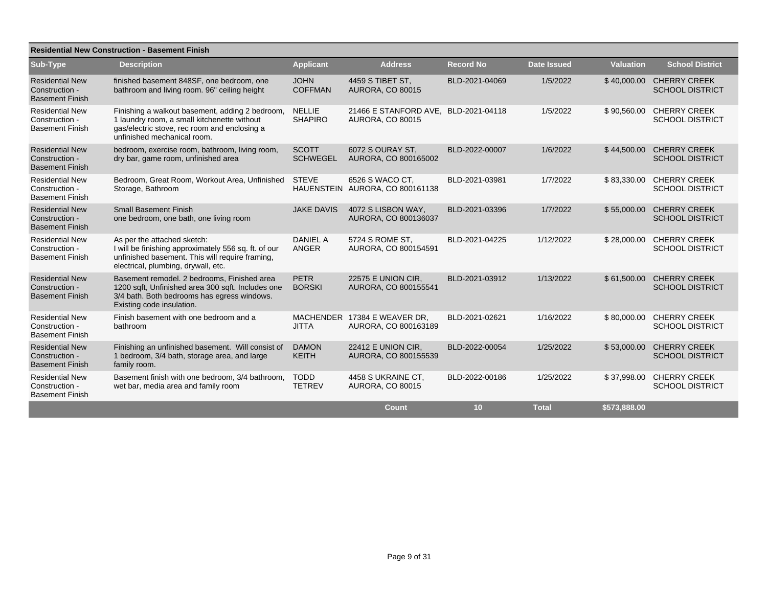## Residential New Construction - Basement Finish

| Sub-Type | Description | Applicant | Address | Record No | Date Issued | Valuation | School District |
|---|---|---|---|---|---|---|---|
| Residential New Construction - Basement Finish | finished basement 848SF, one bedroom, one bathroom and living room. 96" ceiling height | JOHN COFFMAN | 4459 S TIBET ST, AURORA, CO 80015 | BLD-2021-04069 | 1/5/2022 | $ 40,000.00 | CHERRY CREEK SCHOOL DISTRICT |
| Residential New Construction - Basement Finish | Finishing a walkout basement, adding 2 bedroom, 1 laundry room, a small kitchenette without gas/electric stove, rec room and enclosing a unfinished mechanical room. | NELLIE SHAPIRO | 21466 E STANFORD AVE, AURORA, CO 80015 | BLD-2021-04118 | 1/5/2022 | $ 90,560.00 | CHERRY CREEK SCHOOL DISTRICT |
| Residential New Construction - Basement Finish | bedroom, exercise room, bathroom, living room, dry bar, game room, unfinished area | SCOTT SCHWEGEL | 6072 S OURAY ST, AURORA, CO 800165002 | BLD-2022-00007 | 1/6/2022 | $ 44,500.00 | CHERRY CREEK SCHOOL DISTRICT |
| Residential New Construction - Basement Finish | Bedroom, Great Room, Workout Area, Unfinished Storage, Bathroom | STEVE HAUENSTEIN | 6526 S WACO CT, AURORA, CO 800161138 | BLD-2021-03981 | 1/7/2022 | $ 83,330.00 | CHERRY CREEK SCHOOL DISTRICT |
| Residential New Construction - Basement Finish | Small Basement Finish one bedroom, one bath, one living room | JAKE DAVIS | 4072 S LISBON WAY, AURORA, CO 800136037 | BLD-2021-03396 | 1/7/2022 | $ 55,000.00 | CHERRY CREEK SCHOOL DISTRICT |
| Residential New Construction - Basement Finish | As per the attached sketch: I will be finishing approximately 556 sq. ft. of our unfinished basement. This will require framing, electrical, plumbing, drywall, etc. | DANIEL A ANGER | 5724 S ROME ST, AURORA, CO 800154591 | BLD-2021-04225 | 1/12/2022 | $ 28,000.00 | CHERRY CREEK SCHOOL DISTRICT |
| Residential New Construction - Basement Finish | Basement remodel. 2 bedrooms, Finished area 1200 sqft, Unfinished area 300 sqft. Includes one 3/4 bath. Both bedrooms has egress windows. Existing code insulation. | PETR BORSKI | 22575 E UNION CIR, AURORA, CO 800155541 | BLD-2021-03912 | 1/13/2022 | $ 61,500.00 | CHERRY CREEK SCHOOL DISTRICT |
| Residential New Construction - Basement Finish | Finish basement with one bedroom and a bathroom | MACHENDER JITTA | 17384 E WEAVER DR, AURORA, CO 800163189 | BLD-2021-02621 | 1/16/2022 | $ 80,000.00 | CHERRY CREEK SCHOOL DISTRICT |
| Residential New Construction - Basement Finish | Finishing an unfinished basement. Will consist of 1 bedroom, 3/4 bath, storage area, and large family room. | DAMON KEITH | 22412 E UNION CIR, AURORA, CO 800155539 | BLD-2022-00054 | 1/25/2022 | $ 53,000.00 | CHERRY CREEK SCHOOL DISTRICT |
| Residential New Construction - Basement Finish | Basement finish with one bedroom, 3/4 bathroom, wet bar, media area and family room | TODD TETREV | 4458 S UKRAINE CT, AURORA, CO 80015 | BLD-2022-00186 | 1/25/2022 | $ 37,998.00 | CHERRY CREEK SCHOOL DISTRICT |
| | | | **Count** | **10** | **Total** | **$573,888.00** | |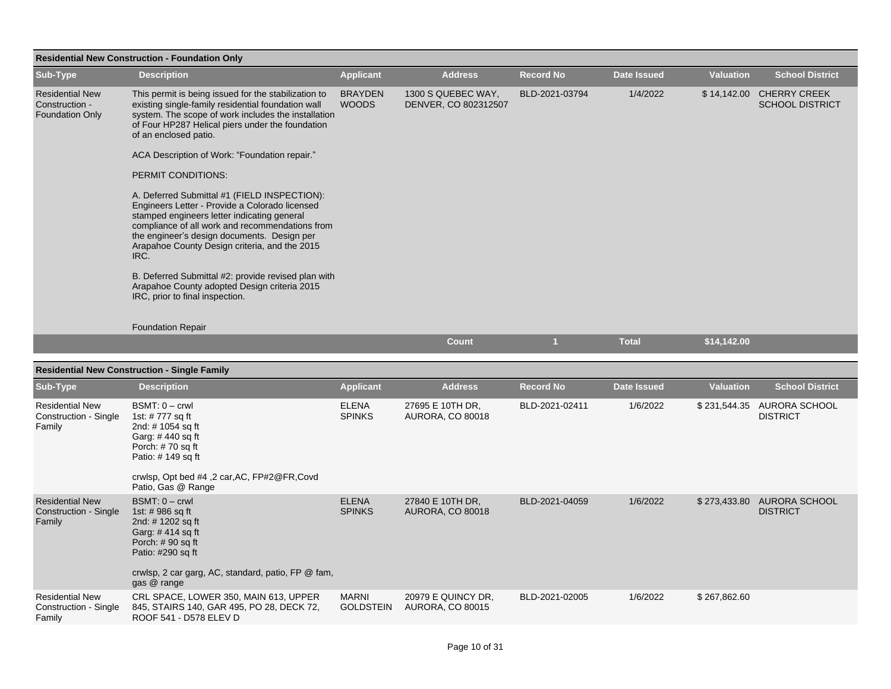## Residential New Construction - Foundation Only

| Sub-Type | Description | Applicant | Address | Record No | Date Issued | Valuation | School District |
| --- | --- | --- | --- | --- | --- | --- | --- |
| Residential New Construction - Foundation Only | This permit is being issued for the stabilization to existing single-family residential foundation wall system. The scope of work includes the installation of Four HP287 Helical piers under the foundation of an enclosed patio.<br><br>ACA Description of Work: "Foundation repair."<br><br>PERMIT CONDITIONS:<br><br>A. Deferred Submittal #1 (FIELD INSPECTION): Engineers Letter - Provide a Colorado licensed stamped engineers letter indicating general compliance of all work and recommendations from the engineer's design documents. Design per Arapahoe County Design criteria, and the 2015 IRC.<br><br>B. Deferred Submittal #2: provide revised plan with Arapahoe County adopted Design criteria 2015 IRC, prior to final inspection.<br><br>Foundation Repair | BRAYDEN WOODS | 1300 S QUEBEC WAY, DENVER, CO 802312507 | BLD-2021-03794 | 1/4/2022 | $ 14,142.00 | CHERRY CREEK SCHOOL DISTRICT |
| | | | Count | 1 | Total | $14,142.00 | |

## Residential New Construction - Single Family

| Sub-Type | Description | Applicant | Address | Record No | Date Issued | Valuation | School District |
| --- | --- | --- | --- | --- | --- | --- | --- |
| Residential New Construction - Single Family | BSMT: 0 – crwl<br>1st: # 777 sq ft<br>2nd: # 1054 sq ft<br>Garg: # 440 sq ft<br>Porch: # 70 sq ft<br>Patio: # 149 sq ft<br><br>crwlsp, Opt bed #4 ,2 car,AC, FP#2@FR,Covd Patio, Gas @ Range | ELENA SPINKS | 27695 E 10TH DR, AURORA, CO 80018 | BLD-2021-02411 | 1/6/2022 | $ 231,544.35 | AURORA SCHOOL DISTRICT |
| Residential New Construction - Single Family | BSMT: 0 – crwl<br>1st: # 986 sq ft<br>2nd: # 1202 sq ft<br>Garg: # 414 sq ft<br>Porch: # 90 sq ft<br>Patio: #290 sq ft<br><br>crwlsp, 2 car garg, AC, standard, patio, FP @ fam, gas @ range | ELENA SPINKS | 27840 E 10TH DR, AURORA, CO 80018 | BLD-2021-04059 | 1/6/2022 | $ 273,433.80 | AURORA SCHOOL DISTRICT |
| Residential New Construction - Single Family | CRL SPACE, LOWER 350, MAIN 613, UPPER 845, STAIRS 140, GAR 495, PO 28, DECK 72, ROOF 541 - D578 ELEV D | MARNI GOLDSTEIN | 20979 E QUINCY DR, AURORA, CO 80015 | BLD-2021-02005 | 1/6/2022 | $ 267,862.60 | |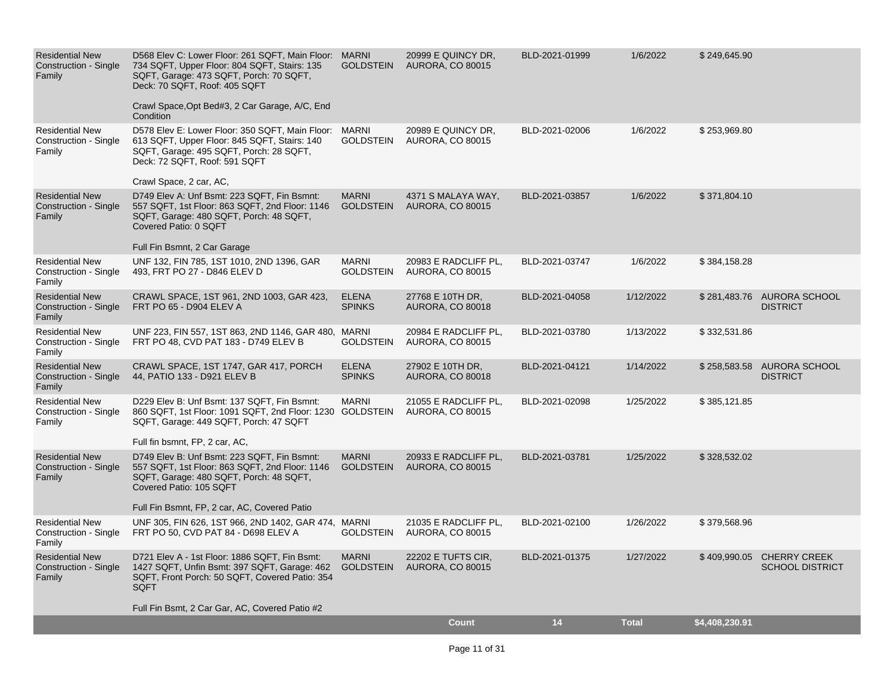| | | | | | | | |
|---|---|---|---|---|---|---|---|
| Residential New Construction - Single Family | D568 Elev C: Lower Floor: 261 SQFT, Main Floor: 734 SQFT, Upper Floor: 804 SQFT, Stairs: 135 SQFT, Garage: 473 SQFT, Porch: 70 SQFT, Deck: 70 SQFT, Roof: 405 SQFT<br><br>Crawl Space,Opt Bed#3, 2 Car Garage, A/C, End Condition | MARNI GOLDSTEIN | 20999 E QUINCY DR, AURORA, CO 80015 | BLD-2021-01999 | 1/6/2022 | $ 249,645.90 | |
| Residential New Construction - Single Family | D578 Elev E: Lower Floor: 350 SQFT, Main Floor: 613 SQFT, Upper Floor: 845 SQFT, Stairs: 140 SQFT, Garage: 495 SQFT, Porch: 28 SQFT, Deck: 72 SQFT, Roof: 591 SQFT<br><br>Crawl Space, 2 car, AC, | MARNI GOLDSTEIN | 20989 E QUINCY DR, AURORA, CO 80015 | BLD-2021-02006 | 1/6/2022 | $ 253,969.80 | |
| Residential New Construction - Single Family | D749 Elev A: Unf Bsmt: 223 SQFT, Fin Bsmnt: 557 SQFT, 1st Floor: 863 SQFT, 2nd Floor: 1146 SQFT, Garage: 480 SQFT, Porch: 48 SQFT, Covered Patio: 0 SQFT<br><br>Full Fin Bsmnt, 2 Car Garage | MARNI GOLDSTEIN | 4371 S MALAYA WAY, AURORA, CO 80015 | BLD-2021-03857 | 1/6/2022 | $ 371,804.10 | |
| Residential New Construction - Single Family | UNF 132, FIN 785, 1ST 1010, 2ND 1396, GAR 493, FRT PO 27 - D846 ELEV D | MARNI GOLDSTEIN | 20983 E RADCLIFF PL, AURORA, CO 80015 | BLD-2021-03747 | 1/6/2022 | $ 384,158.28 | |
| Residential New Construction - Single Family | CRAWL SPACE, 1ST 961, 2ND 1003, GAR 423, FRT PO 65 - D904 ELEV A | ELENA SPINKS | 27768 E 10TH DR, AURORA, CO 80018 | BLD-2021-04058 | 1/12/2022 | $ 281,483.76 | AURORA SCHOOL DISTRICT |
| Residential New Construction - Single Family | UNF 223, FIN 557, 1ST 863, 2ND 1146, GAR 480, FRT PO 48, CVD PAT 183 - D749 ELEV B | MARNI GOLDSTEIN | 20984 E RADCLIFF PL, AURORA, CO 80015 | BLD-2021-03780 | 1/13/2022 | $ 332,531.86 | |
| Residential New Construction - Single Family | CRAWL SPACE, 1ST 1747, GAR 417, PORCH 44, PATIO 133 - D921 ELEV B | ELENA SPINKS | 27902 E 10TH DR, AURORA, CO 80018 | BLD-2021-04121 | 1/14/2022 | $ 258,583.58 | AURORA SCHOOL DISTRICT |
| Residential New Construction - Single Family | D229 Elev B: Unf Bsmt: 137 SQFT, Fin Bsmnt: 860 SQFT, 1st Floor: 1091 SQFT, 2nd Floor: 1230 SQFT, Garage: 449 SQFT, Porch: 47 SQFT<br><br>Full fin bsmnt, FP, 2 car, AC, | MARNI GOLDSTEIN | 21055 E RADCLIFF PL, AURORA, CO 80015 | BLD-2021-02098 | 1/25/2022 | $ 385,121.85 | |
| Residential New Construction - Single Family | D749 Elev B: Unf Bsmt: 223 SQFT, Fin Bsmnt: 557 SQFT, 1st Floor: 863 SQFT, 2nd Floor: 1146 SQFT, Garage: 480 SQFT, Porch: 48 SQFT, Covered Patio: 105 SQFT<br><br>Full Fin Bsmnt, FP, 2 car, AC, Covered Patio | MARNI GOLDSTEIN | 20933 E RADCLIFF PL, AURORA, CO 80015 | BLD-2021-03781 | 1/25/2022 | $ 328,532.02 | |
| Residential New Construction - Single Family | UNF 305, FIN 626, 1ST 966, 2ND 1402, GAR 474, FRT PO 50, CVD PAT 84 - D698 ELEV A | MARNI GOLDSTEIN | 21035 E RADCLIFF PL, AURORA, CO 80015 | BLD-2021-02100 | 1/26/2022 | $ 379,568.96 | |
| Residential New Construction - Single Family | D721 Elev A - 1st Floor: 1886 SQFT, Fin Bsmt: 1427 SQFT, Unfin Bsmt: 397 SQFT, Garage: 462 SQFT, Front Porch: 50 SQFT, Covered Patio: 354 SQFT<br><br>Full Fin Bsmt, 2 Car Gar, AC, Covered Patio #2 | MARNI GOLDSTEIN | 22202 E TUFTS CIR, AURORA, CO 80015 | BLD-2021-01375 | 1/27/2022 | $ 409,990.05 | CHERRY CREEK SCHOOL DISTRICT |
| | | | **Count** | **14** | **Total** | **$4,408,230.91** | |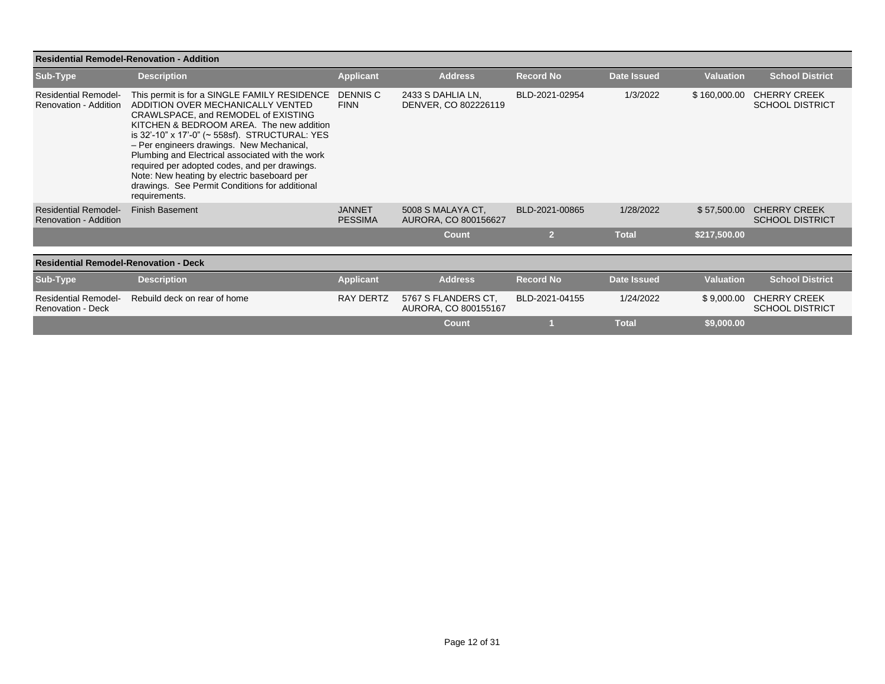## Residential Remodel-Renovation - Addition

| Sub-Type | Description | Applicant | Address | Record No | Date Issued | Valuation | School District |
|---|---|---|---|---|---|---|---|
| Residential Remodel-Renovation - Addition | This permit is for a SINGLE FAMILY RESIDENCE ADDITION OVER MECHANICALLY VENTED CRAWLSPACE, and REMODEL of EXISTING KITCHEN & BEDROOM AREA. The new addition is 32'-10" x 17'-0" (~ 558sf). STRUCTURAL: YES – Per engineers drawings. New Mechanical, Plumbing and Electrical associated with the work required per adopted codes, and per drawings. Note: New heating by electric baseboard per drawings. See Permit Conditions for additional requirements. | DENNIS C FINN | 2433 S DAHLIA LN, DENVER, CO 802226119 | BLD-2021-02954 | 1/3/2022 | $ 160,000.00 | CHERRY CREEK SCHOOL DISTRICT |
| Residential Remodel-Renovation - Addition | Finish Basement | JANNET PESSIMA | 5008 S MALAYA CT, AURORA, CO 800156627 | BLD-2021-00865 | 1/28/2022 | $ 57,500.00 | CHERRY CREEK SCHOOL DISTRICT |
| | | | **Count** | **2** | **Total** | **$217,500.00** | |

## Residential Remodel-Renovation - Deck

| Sub-Type | Description | Applicant | Address | Record No | Date Issued | Valuation | School District |
|---|---|---|---|---|---|---|---|
| Residential Remodel-Renovation - Deck | Rebuild deck on rear of home | RAY DERTZ | 5767 S FLANDERS CT, AURORA, CO 800155167 | BLD-2021-04155 | 1/24/2022 | $ 9,000.00 | CHERRY CREEK SCHOOL DISTRICT |
| | | | **Count** | **1** | **Total** | **$9,000.00** | |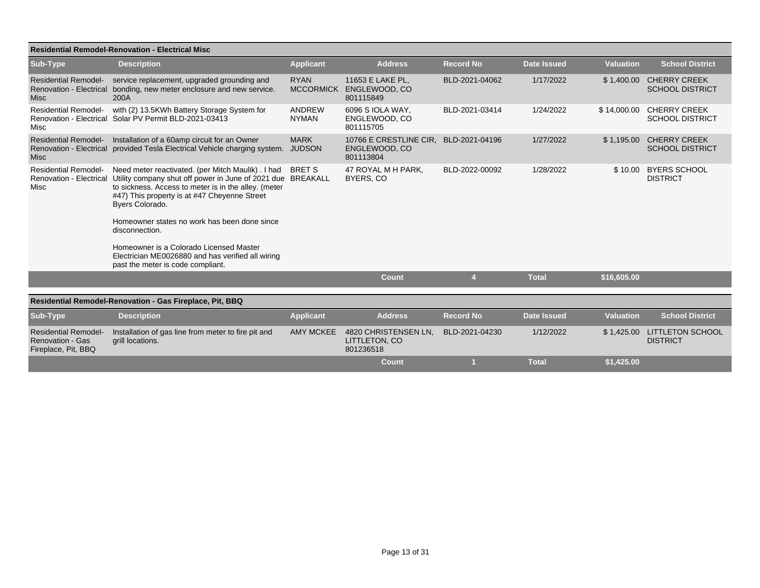## Residential Remodel-Renovation - Electrical Misc

| Sub-Type | Description | Applicant | Address | Record No | Date Issued | Valuation | School District |
|---|---|---|---|---|---|---|---|
| Residential Remodel-Renovation - Electrical Misc | service replacement, upgraded grounding and bonding, new meter enclosure and new service. 200A | RYAN MCCORMICK | 11653 E LAKE PL, ENGLEWOOD, CO 801115849 | BLD-2021-04062 | 1/17/2022 | $ 1,400.00 | CHERRY CREEK SCHOOL DISTRICT |
| Residential Remodel-Renovation - Electrical Misc | with (2) 13.5KWh Battery Storage System for Solar PV Permit BLD-2021-03413 | ANDREW NYMAN | 6096 S IOLA WAY, ENGLEWOOD, CO 801115705 | BLD-2021-03414 | 1/24/2022 | $ 14,000.00 | CHERRY CREEK SCHOOL DISTRICT |
| Residential Remodel-Renovation - Electrical Misc | Installation of a 60amp circuit for an Owner provided Tesla Electrical Vehicle charging system. | MARK JUDSON | 10766 E CRESTLINE CIR, ENGLEWOOD, CO 801113804 | BLD-2021-04196 | 1/27/2022 | $ 1,195.00 | CHERRY CREEK SCHOOL DISTRICT |
| Residential Remodel-Renovation - Electrical Misc | Need meter reactivated. (per Mitch Maulik) . I had Utility company shut off power in June of 2021 due to sickness. Access to meter is in the alley. (meter #47) This property is at #47 Cheyenne Street Byers Colorado.<br><br>Homeowner states no work has been done since disconnection.<br><br>Homeowner is a Colorado Licensed Master Electrician ME0026880 and has verified all wiring past the meter is code compliant. | BRET S BREAKALL | 47 ROYAL M H PARK, BYERS, CO | BLD-2022-00092 | 1/28/2022 | $ 10.00 | BYERS SCHOOL DISTRICT |
| | | | **Count** | **4** | **Total** | **$16,605.00** | |

## Residential Remodel-Renovation - Gas Fireplace, Pit, BBQ

| Sub-Type | Description | Applicant | Address | Record No | Date Issued | Valuation | School District |
|---|---|---|---|---|---|---|---|
| Residential Remodel-Renovation - Gas Fireplace, Pit, BBQ | Installation of gas line from meter to fire pit and grill locations. | AMY MCKEE | 4820 CHRISTENSEN LN, LITTLETON, CO 801236518 | BLD-2021-04230 | 1/12/2022 | $ 1,425.00 | LITTLETON SCHOOL DISTRICT |
| | | | **Count** | **1** | **Total** | **$1,425.00** | |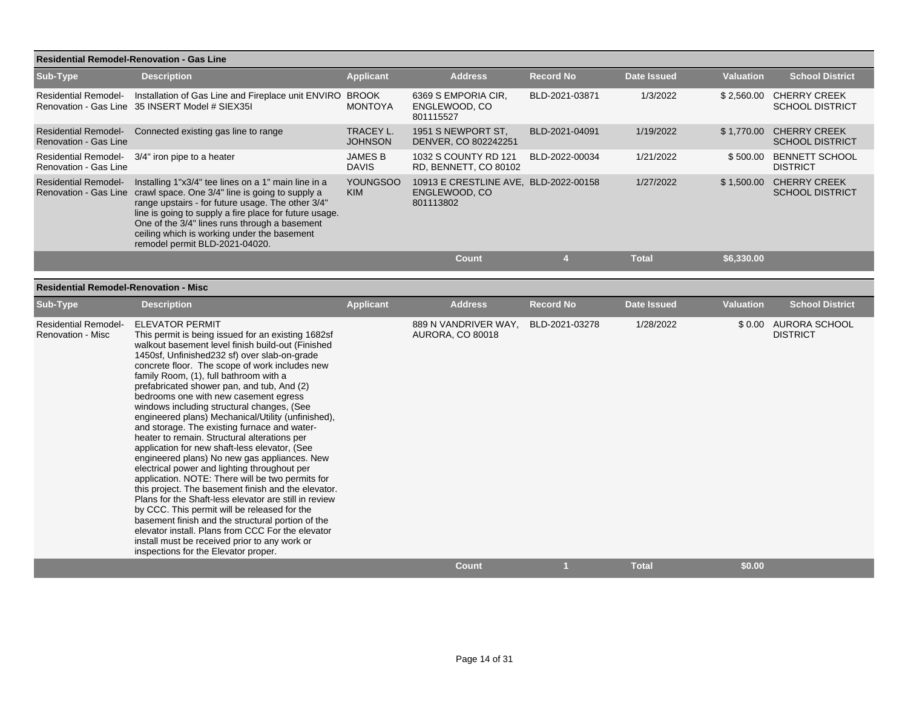## Residential Remodel-Renovation - Gas Line

| Sub-Type | Description | Applicant | Address | Record No | Date Issued | Valuation | School District |
|---|---|---|---|---|---|---|---|
| Residential Remodel-Renovation - Gas Line | Installation of Gas Line and Fireplace unit ENVIRO 35 INSERT Model # SIEX35I | BROOK MONTOYA | 6369 S EMPORIA CIR, ENGLEWOOD, CO 801115527 | BLD-2021-03871 | 1/3/2022 | $ 2,560.00 | CHERRY CREEK SCHOOL DISTRICT |
| Residential Remodel-Renovation - Gas Line | Connected existing gas line to range | TRACEY L. JOHNSON | 1951 S NEWPORT ST, DENVER, CO 802242251 | BLD-2021-04091 | 1/19/2022 | $ 1,770.00 | CHERRY CREEK SCHOOL DISTRICT |
| Residential Remodel-Renovation - Gas Line | 3/4" iron pipe to a heater | JAMES B DAVIS | 1032 S COUNTY RD 121 RD, BENNETT, CO 80102 | BLD-2022-00034 | 1/21/2022 | $ 500.00 | BENNETT SCHOOL DISTRICT |
| Residential Remodel-Renovation - Gas Line | Installing 1"x3/4" tee lines on a 1" main line in a crawl space. One 3/4" line is going to supply a range upstairs - for future usage. The other 3/4" line is going to supply a fire place for future usage. One of the 3/4" lines runs through a basement ceiling which is working under the basement remodel permit BLD-2021-04020. | YOUNGSOO KIM | 10913 E CRESTLINE AVE, ENGLEWOOD, CO 801113802 | BLD-2022-00158 | 1/27/2022 | $ 1,500.00 | CHERRY CREEK SCHOOL DISTRICT |
| | | | Count | 4 | Total | $6,330.00 | |

## Residential Remodel-Renovation - Misc

| Sub-Type | Description | Applicant | Address | Record No | Date Issued | Valuation | School District |
|---|---|---|---|---|---|---|---|
| Residential Remodel-Renovation - Misc | ELEVATOR PERMIT This permit is being issued for an existing 1682sf walkout basement level finish build-out (Finished 1450sf, Unfinished232 sf) over slab-on-grade concrete floor. The scope of work includes new family Room, (1), full bathroom with a prefabricated shower pan, and tub, And (2) bedrooms one with new casement egress windows including structural changes, (See engineered plans) Mechanical/Utility (unfinished), and storage. The existing furnace and water-heater to remain. Structural alterations per application for new shaft-less elevator, (See engineered plans) No new gas appliances. New electrical power and lighting throughout per application. NOTE: There will be two permits for this project. The basement finish and the elevator. Plans for the Shaft-less elevator are still in review by CCC. This permit will be released for the basement finish and the structural portion of the elevator install. Plans from CCC For the elevator install must be received prior to any work or inspections for the Elevator proper. | | 889 N VANDRIVER WAY, AURORA, CO 80018 | BLD-2021-03278 | 1/28/2022 | $ 0.00 | AURORA SCHOOL DISTRICT |
| | | | Count | 1 | Total | $0.00 | |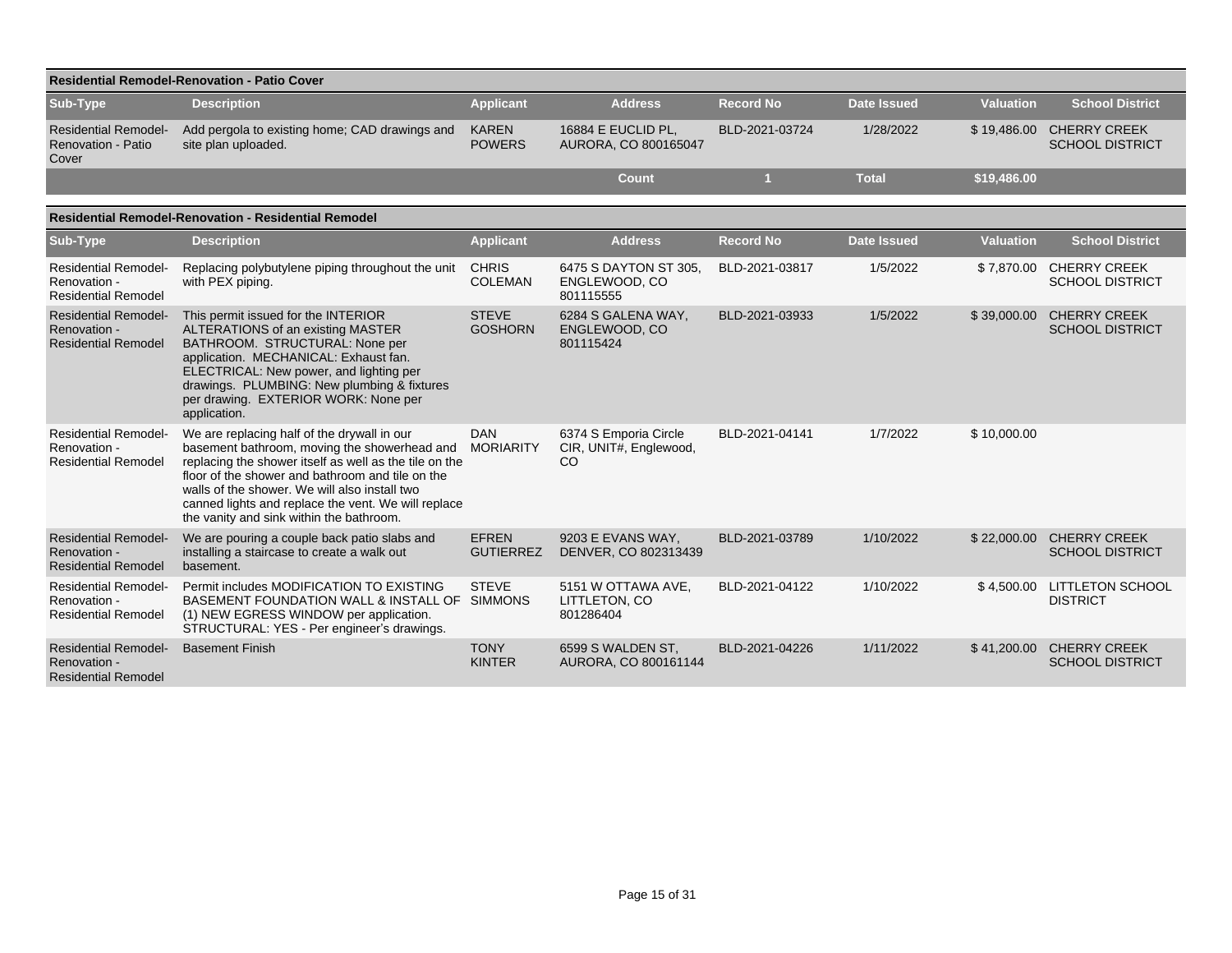## Residential Remodel-Renovation - Patio Cover

| Sub-Type | Description | Applicant | Address | Record No | Date Issued | Valuation | School District |
|---|---|---|---|---|---|---|---|
| Residential Remodel-Renovation - Patio Cover | Add pergola to existing home; CAD drawings and site plan uploaded. | KAREN POWERS | 16884 E EUCLID PL, AURORA, CO 800165047 | BLD-2021-03724 | 1/28/2022 | $ 19,486.00 | CHERRY CREEK SCHOOL DISTRICT |
| | | | Count | 1 | Total | $19,486.00 | |

## Residential Remodel-Renovation - Residential Remodel

| Sub-Type | Description | Applicant | Address | Record No | Date Issued | Valuation | School District |
|---|---|---|---|---|---|---|---|
| Residential Remodel-Renovation - Residential Remodel | Replacing polybutylene piping throughout the unit with PEX piping. | CHRIS COLEMAN | 6475 S DAYTON ST 305, ENGLEWOOD, CO 801115555 | BLD-2021-03817 | 1/5/2022 | $ 7,870.00 | CHERRY CREEK SCHOOL DISTRICT |
| Residential Remodel-Renovation - Residential Remodel | This permit issued for the INTERIOR ALTERATIONS of an existing MASTER BATHROOM. STRUCTURAL: None per application. MECHANICAL: Exhaust fan. ELECTRICAL: New power, and lighting per drawings. PLUMBING: New plumbing & fixtures per drawing. EXTERIOR WORK: None per application. | STEVE GOSHORN | 6284 S GALENA WAY, ENGLEWOOD, CO 801115424 | BLD-2021-03933 | 1/5/2022 | $ 39,000.00 | CHERRY CREEK SCHOOL DISTRICT |
| Residential Remodel-Renovation - Residential Remodel | We are replacing half of the drywall in our basement bathroom, moving the showerhead and replacing the shower itself as well as the tile on the floor of the shower and bathroom and tile on the walls of the shower. We will also install two canned lights and replace the vent. We will replace the vanity and sink within the bathroom. | DAN MORIARITY | 6374 S Emporia Circle CIR, UNIT#, Englewood, CO | BLD-2021-04141 | 1/7/2022 | $ 10,000.00 | |
| Residential Remodel-Renovation - Residential Remodel | We are pouring a couple back patio slabs and installing a staircase to create a walk out basement. | EFREN GUTIERREZ | 9203 E EVANS WAY, DENVER, CO 802313439 | BLD-2021-03789 | 1/10/2022 | $ 22,000.00 | CHERRY CREEK SCHOOL DISTRICT |
| Residential Remodel-Renovation - Residential Remodel | Permit includes MODIFICATION TO EXISTING BASEMENT FOUNDATION WALL & INSTALL OF (1) NEW EGRESS WINDOW per application. STRUCTURAL: YES - Per engineer's drawings. | STEVE SIMMONS | 5151 W OTTAWA AVE, LITTLETON, CO 801286404 | BLD-2021-04122 | 1/10/2022 | $ 4,500.00 | LITTLETON SCHOOL DISTRICT |
| Residential Remodel-Renovation - Residential Remodel | Basement Finish | TONY KINTER | 6599 S WALDEN ST, AURORA, CO 800161144 | BLD-2021-04226 | 1/11/2022 | $ 41,200.00 | CHERRY CREEK SCHOOL DISTRICT |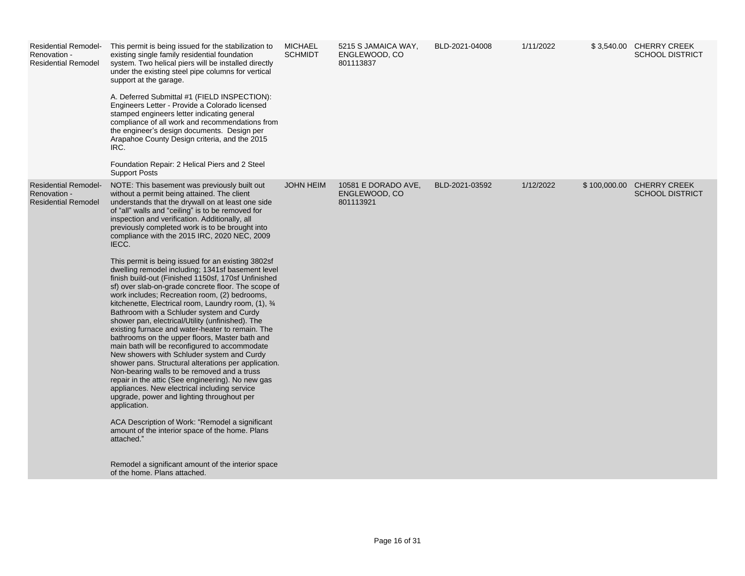| | | | | | | | |
|---|---|---|---|---|---|---|---|
| Residential Remodel-Renovation - Residential Remodel | This permit is being issued for the stabilization to existing single family residential foundation system. Two helical piers will be installed directly under the existing steel pipe columns for vertical support at the garage.<br><br>A. Deferred Submittal #1 (FIELD INSPECTION): Engineers Letter - Provide a Colorado licensed stamped engineers letter indicating general compliance of all work and recommendations from the engineer's design documents. Design per Arapahoe County Design criteria, and the 2015 IRC.<br><br>Foundation Repair: 2 Helical Piers and 2 Steel Support Posts | MICHAEL SCHMIDT | 5215 S JAMAICA WAY, ENGLEWOOD, CO 801113837 | BLD-2021-04008 | 1/11/2022 | $ 3,540.00 | CHERRY CREEK SCHOOL DISTRICT |
| Residential Remodel-Renovation - Residential Remodel | NOTE: This basement was previously built out without a permit being attained. The client understands that the drywall on at least one side of "all" walls and "ceiling" is to be removed for inspection and verification. Additionally, all previously completed work is to be brought into compliance with the 2015 IRC, 2020 NEC, 2009 IECC.<br><br>This permit is being issued for an existing 3802sf dwelling remodel including; 1341sf basement level finish build-out (Finished 1150sf, 170sf Unfinished sf) over slab-on-grade concrete floor. The scope of work includes; Recreation room, (2) bedrooms, kitchenette, Electrical room, Laundry room, (1), ¾ Bathroom with a Schluder system and Curdy shower pan, electrical/Utility (unfinished). The existing furnace and water-heater to remain. The bathrooms on the upper floors, Master bath and main bath will be reconfigured to accommodate New showers with Schluder system and Curdy shower pans. Structural alterations per application. Non-bearing walls to be removed and a truss repair in the attic (See engineering). No new gas appliances. New electrical including service upgrade, power and lighting throughout per application.<br><br>ACA Description of Work: "Remodel a significant amount of the interior space of the home. Plans attached."<br><br>Remodel a significant amount of the interior space of the home. Plans attached. | JOHN HEIM | 10581 E DORADO AVE, ENGLEWOOD, CO 801113921 | BLD-2021-03592 | 1/12/2022 | $ 100,000.00 | CHERRY CREEK SCHOOL DISTRICT |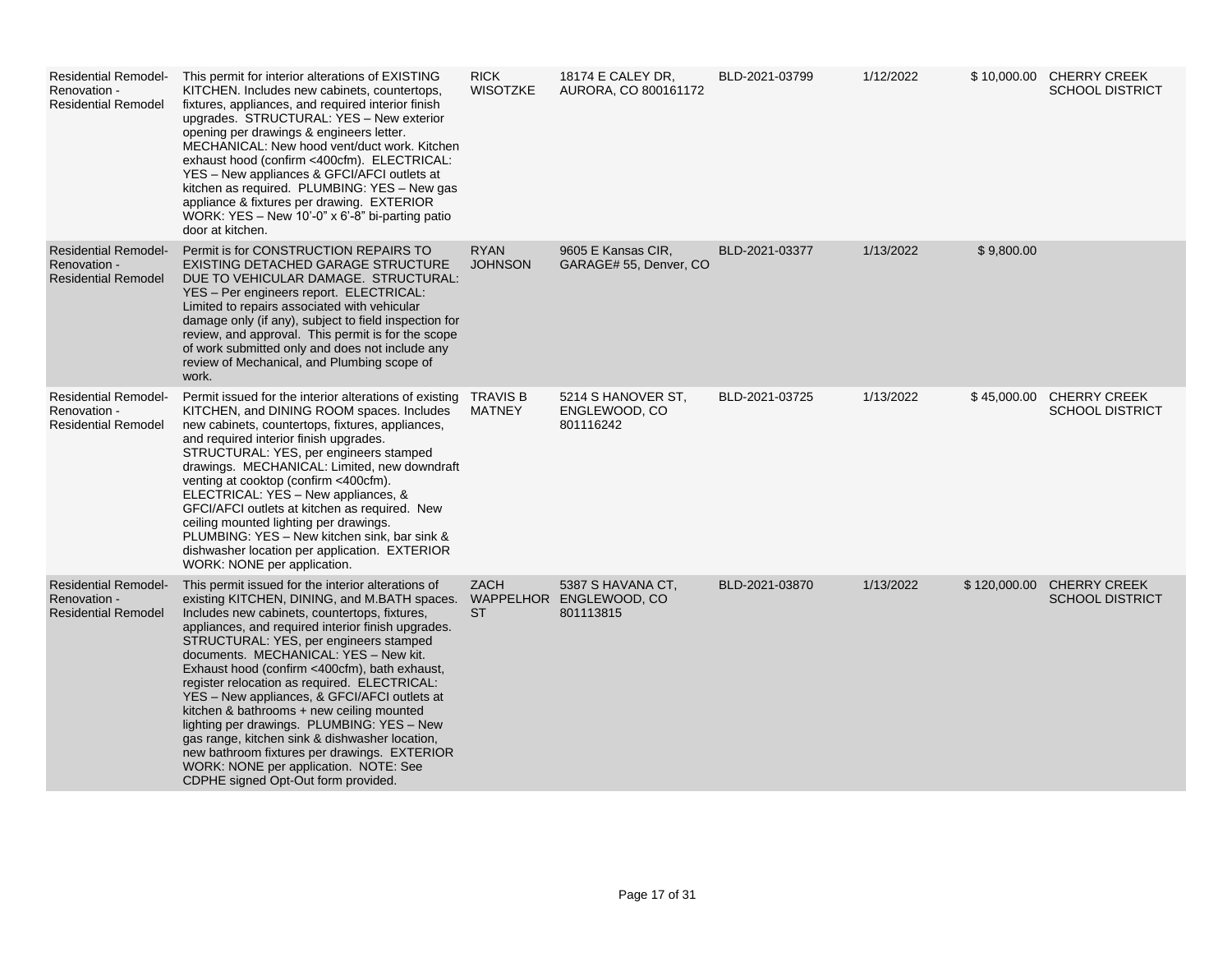| | | | | | | | |
|---|---|---|---|---|---|---|---|
| Residential Remodel-Renovation - Residential Remodel | This permit for interior alterations of EXISTING KITCHEN. Includes new cabinets, countertops, fixtures, appliances, and required interior finish upgrades. STRUCTURAL: YES – New exterior opening per drawings & engineers letter. MECHANICAL: New hood vent/duct work. Kitchen exhaust hood (confirm <400cfm). ELECTRICAL: YES – New appliances & GFCI/AFCI outlets at kitchen as required. PLUMBING: YES – New gas appliance & fixtures per drawing. EXTERIOR WORK: YES – New 10'-0" x 6'-8" bi-parting patio door at kitchen. | RICK WISOTZKE | 18174 E CALEY DR, AURORA, CO 800161172 | BLD-2021-03799 | 1/12/2022 | $ 10,000.00 | CHERRY CREEK SCHOOL DISTRICT |
| Residential Remodel-Renovation - Residential Remodel | Permit is for CONSTRUCTION REPAIRS TO EXISTING DETACHED GARAGE STRUCTURE DUE TO VEHICULAR DAMAGE. STRUCTURAL: YES – Per engineers report. ELECTRICAL: Limited to repairs associated with vehicular damage only (if any), subject to field inspection for review, and approval. This permit is for the scope of work submitted only and does not include any review of Mechanical, and Plumbing scope of work. | RYAN JOHNSON | 9605 E Kansas CIR, GARAGE# 55, Denver, CO | BLD-2021-03377 | 1/13/2022 | $ 9,800.00 | |
| Residential Remodel-Renovation - Residential Remodel | Permit issued for the interior alterations of existing KITCHEN, and DINING ROOM spaces. Includes new cabinets, countertops, fixtures, appliances, and required interior finish upgrades. STRUCTURAL: YES, per engineers stamped drawings. MECHANICAL: Limited, new downdraft venting at cooktop (confirm <400cfm). ELECTRICAL: YES – New appliances, & GFCI/AFCI outlets at kitchen as required. New ceiling mounted lighting per drawings. PLUMBING: YES – New kitchen sink, bar sink & dishwasher location per application. EXTERIOR WORK: NONE per application. | TRAVIS B MATNEY | 5214 S HANOVER ST, ENGLEWOOD, CO 801116242 | BLD-2021-03725 | 1/13/2022 | $ 45,000.00 | CHERRY CREEK SCHOOL DISTRICT |
| Residential Remodel-Renovation - Residential Remodel | This permit issued for the interior alterations of existing KITCHEN, DINING, and M.BATH spaces. Includes new cabinets, countertops, fixtures, appliances, and required interior finish upgrades. STRUCTURAL: YES, per engineers stamped documents. MECHANICAL: YES – New kit. Exhaust hood (confirm <400cfm), bath exhaust, register relocation as required. ELECTRICAL: YES – New appliances, & GFCI/AFCI outlets at kitchen & bathrooms + new ceiling mounted lighting per drawings. PLUMBING: YES – New gas range, kitchen sink & dishwasher location, new bathroom fixtures per drawings. EXTERIOR WORK: NONE per application. NOTE: See CDPHE signed Opt-Out form provided. | ZACH WAPPELHORST | 5387 S HAVANA CT, ENGLEWOOD, CO 801113815 | BLD-2021-03870 | 1/13/2022 | $ 120,000.00 | CHERRY CREEK SCHOOL DISTRICT |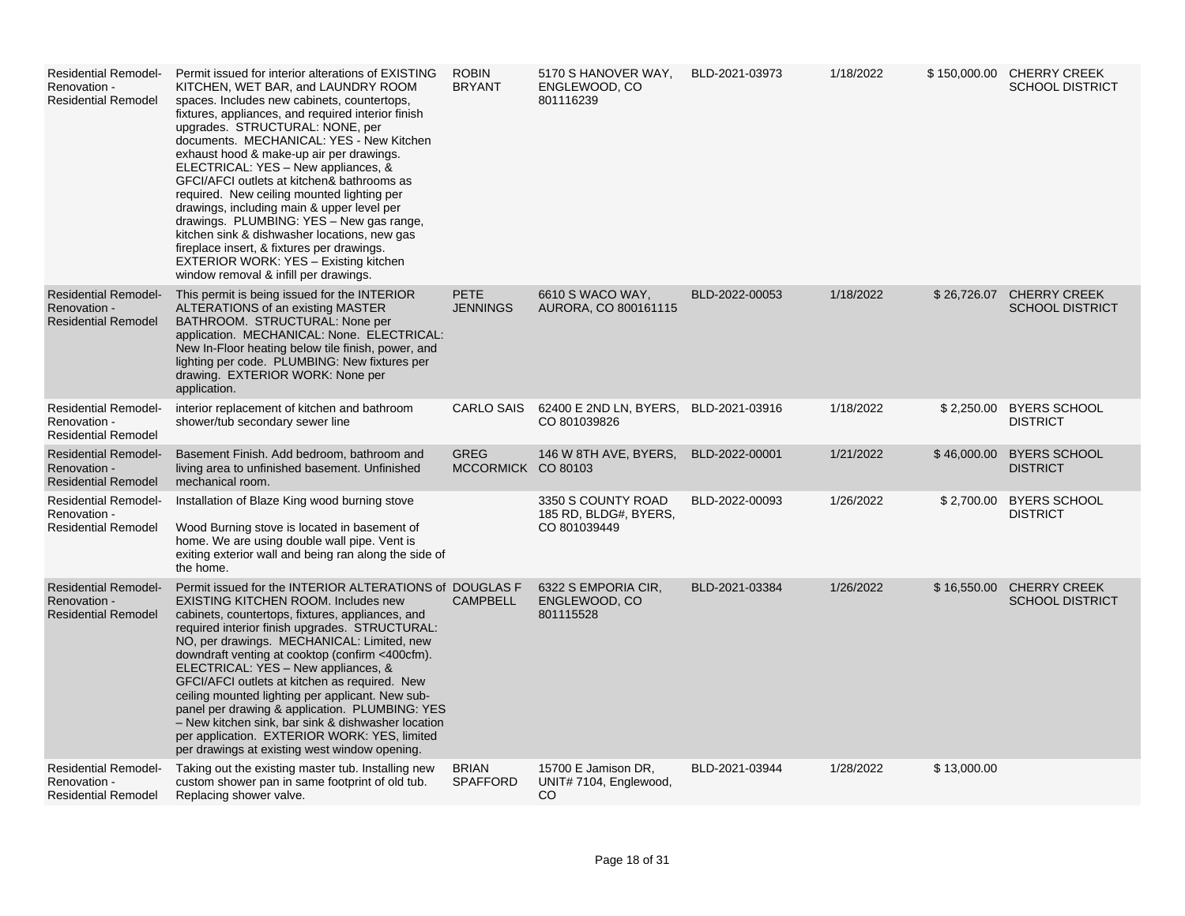| | | | | | | | |
|---|---|---|---|---|---|---|---|
| Residential Remodel-Renovation - Residential Remodel | Permit issued for interior alterations of EXISTING KITCHEN, WET BAR, and LAUNDRY ROOM spaces. Includes new cabinets, countertops, fixtures, appliances, and required interior finish upgrades. STRUCTURAL: NONE, per documents. MECHANICAL: YES - New Kitchen exhaust hood & make-up air per drawings. ELECTRICAL: YES – New appliances, & GFCI/AFCI outlets at kitchen& bathrooms as required. New ceiling mounted lighting per drawings, including main & upper level per drawings. PLUMBING: YES – New gas range, kitchen sink & dishwasher locations, new gas fireplace insert, & fixtures per drawings. EXTERIOR WORK: YES – Existing kitchen window removal & infill per drawings. | ROBIN BRYANT | 5170 S HANOVER WAY, ENGLEWOOD, CO 801116239 | BLD-2021-03973 | 1/18/2022 | $ 150,000.00 | CHERRY CREEK SCHOOL DISTRICT |
| Residential Remodel-Renovation - Residential Remodel | This permit is being issued for the INTERIOR ALTERATIONS of an existing MASTER BATHROOM. STRUCTURAL: None per application. MECHANICAL: None. ELECTRICAL: New In-Floor heating below tile finish, power, and lighting per code. PLUMBING: New fixtures per drawing. EXTERIOR WORK: None per application. | PETE JENNINGS | 6610 S WACO WAY, AURORA, CO 800161115 | BLD-2022-00053 | 1/18/2022 | $ 26,726.07 | CHERRY CREEK SCHOOL DISTRICT |
| Residential Remodel-Renovation - Residential Remodel | interior replacement of kitchen and bathroom shower/tub secondary sewer line | CARLO SAIS | 62400 E 2ND LN, BYERS, CO 801039826 | BLD-2021-03916 | 1/18/2022 | $ 2,250.00 | BYERS SCHOOL DISTRICT |
| Residential Remodel-Renovation - Residential Remodel | Basement Finish. Add bedroom, bathroom and living area to unfinished basement. Unfinished mechanical room. | GREG MCCORMICK | 146 W 8TH AVE, BYERS, CO 80103 | BLD-2022-00001 | 1/21/2022 | $ 46,000.00 | BYERS SCHOOL DISTRICT |
| Residential Remodel-Renovation - Residential Remodel | Installation of Blaze King wood burning stove<br><br>Wood Burning stove is located in basement of home. We are using double wall pipe. Vent is exiting exterior wall and being ran along the side of the home. | | 3350 S COUNTY ROAD 185 RD, BLDG#, BYERS, CO 801039449 | BLD-2022-00093 | 1/26/2022 | $ 2,700.00 | BYERS SCHOOL DISTRICT |
| Residential Remodel-Renovation - Residential Remodel | Permit issued for the INTERIOR ALTERATIONS of EXISTING KITCHEN ROOM. Includes new cabinets, countertops, fixtures, appliances, and required interior finish upgrades. STRUCTURAL: NO, per drawings. MECHANICAL: Limited, new downdraft venting at cooktop (confirm <400cfm). ELECTRICAL: YES – New appliances, & GFCI/AFCI outlets at kitchen as required. New ceiling mounted lighting per applicant. New sub-panel per drawing & application. PLUMBING: YES – New kitchen sink, bar sink & dishwasher location per application. EXTERIOR WORK: YES, limited per drawings at existing west window opening. | DOUGLAS F CAMPBELL | 6322 S EMPORIA CIR, ENGLEWOOD, CO 801115528 | BLD-2021-03384 | 1/26/2022 | $ 16,550.00 | CHERRY CREEK SCHOOL DISTRICT |
| Residential Remodel-Renovation - Residential Remodel | Taking out the existing master tub. Installing new custom shower pan in same footprint of old tub. Replacing shower valve. | BRIAN SPAFFORD | 15700 E Jamison DR, UNIT# 7104, Englewood, CO | BLD-2021-03944 | 1/28/2022 | $ 13,000.00 | |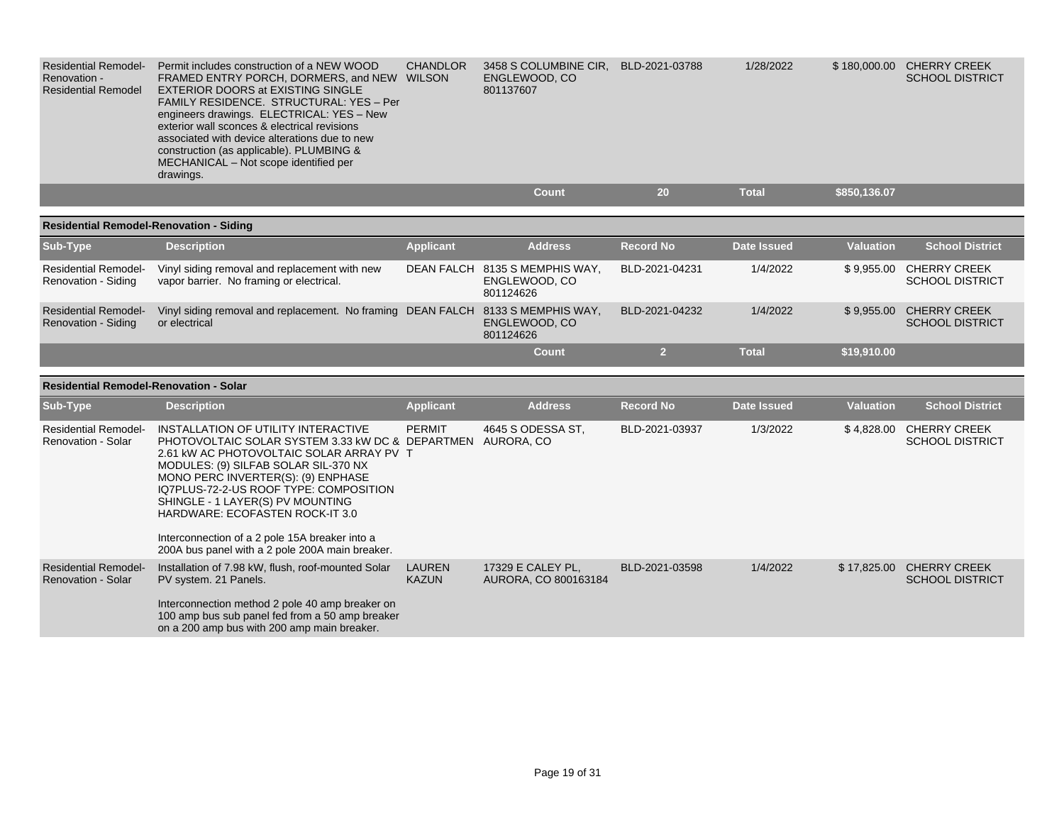| Sub-Type | Description | Applicant | Address | Record No | Date Issued | Valuation | School District |
|---|---|---|---|---|---|---|---|
| Residential Remodel-Renovation - Residential Remodel | Permit includes construction of a NEW WOOD FRAMED ENTRY PORCH, DORMERS, and NEW EXTERIOR DOORS at EXISTING SINGLE FAMILY RESIDENCE. STRUCTURAL: YES – Per engineers drawings. ELECTRICAL: YES – New exterior wall sconces & electrical revisions associated with device alterations due to new construction (as applicable). PLUMBING & MECHANICAL – Not scope identified per drawings. | CHANDLOR WILSON | 3458 S COLUMBINE CIR, ENGLEWOOD, CO 801137607 | BLD-2021-03788 | 1/28/2022 | $ 180,000.00 | CHERRY CREEK SCHOOL DISTRICT |
| | | | **Count** | **20** | **Total** | **$850,136.07** | |

**Residential Remodel-Renovation - Siding**

| Sub-Type | Description | Applicant | Address | Record No | Date Issued | Valuation | School District |
|---|---|---|---|---|---|---|---|
| Residential Remodel-Renovation - Siding | Vinyl siding removal and replacement with new vapor barrier. No framing or electrical. | DEAN FALCH | 8135 S MEMPHIS WAY, ENGLEWOOD, CO 801124626 | BLD-2021-04231 | 1/4/2022 | $ 9,955.00 | CHERRY CREEK SCHOOL DISTRICT |
| Residential Remodel-Renovation - Siding | Vinyl siding removal and replacement. No framing or electrical | DEAN FALCH | 8133 S MEMPHIS WAY, ENGLEWOOD, CO 801124626 | BLD-2021-04232 | 1/4/2022 | $ 9,955.00 | CHERRY CREEK SCHOOL DISTRICT |
| | | | **Count** | **2** | **Total** | **$19,910.00** | |

**Residential Remodel-Renovation - Solar**

| Sub-Type | Description | Applicant | Address | Record No | Date Issued | Valuation | School District |
|---|---|---|---|---|---|---|---|
| Residential Remodel-Renovation - Solar | INSTALLATION OF UTILITY INTERACTIVE PHOTOVOLTAIC SOLAR SYSTEM 3.33 kW DC & 2.61 kW AC PHOTOVOLTAIC SOLAR ARRAY PV MODULES: (9) SILFAB SOLAR SIL-370 NX MONO PERC INVERTER(S): (9) ENPHASE IQ7PLUS-72-2-US ROOF TYPE: COMPOSITION SHINGLE - 1 LAYER(S) PV MOUNTING HARDWARE: ECOFASTEN ROCK-IT 3.0<br><br>Interconnection of a 2 pole 15A breaker into a 200A bus panel with a 2 pole 200A main breaker. | PERMIT DEPARTMENT | 4645 S ODESSA ST, AURORA, CO | BLD-2021-03937 | 1/3/2022 | $ 4,828.00 | CHERRY CREEK SCHOOL DISTRICT |
| Residential Remodel-Renovation - Solar | Installation of 7.98 kW, flush, roof-mounted Solar PV system. 21 Panels.<br><br>Interconnection method 2 pole 40 amp breaker on 100 amp bus sub panel fed from a 50 amp breaker on a 200 amp bus with 200 amp main breaker. | LAUREN KAZUN | 17329 E CALEY PL, AURORA, CO 800163184 | BLD-2021-03598 | 1/4/2022 | $ 17,825.00 | CHERRY CREEK SCHOOL DISTRICT |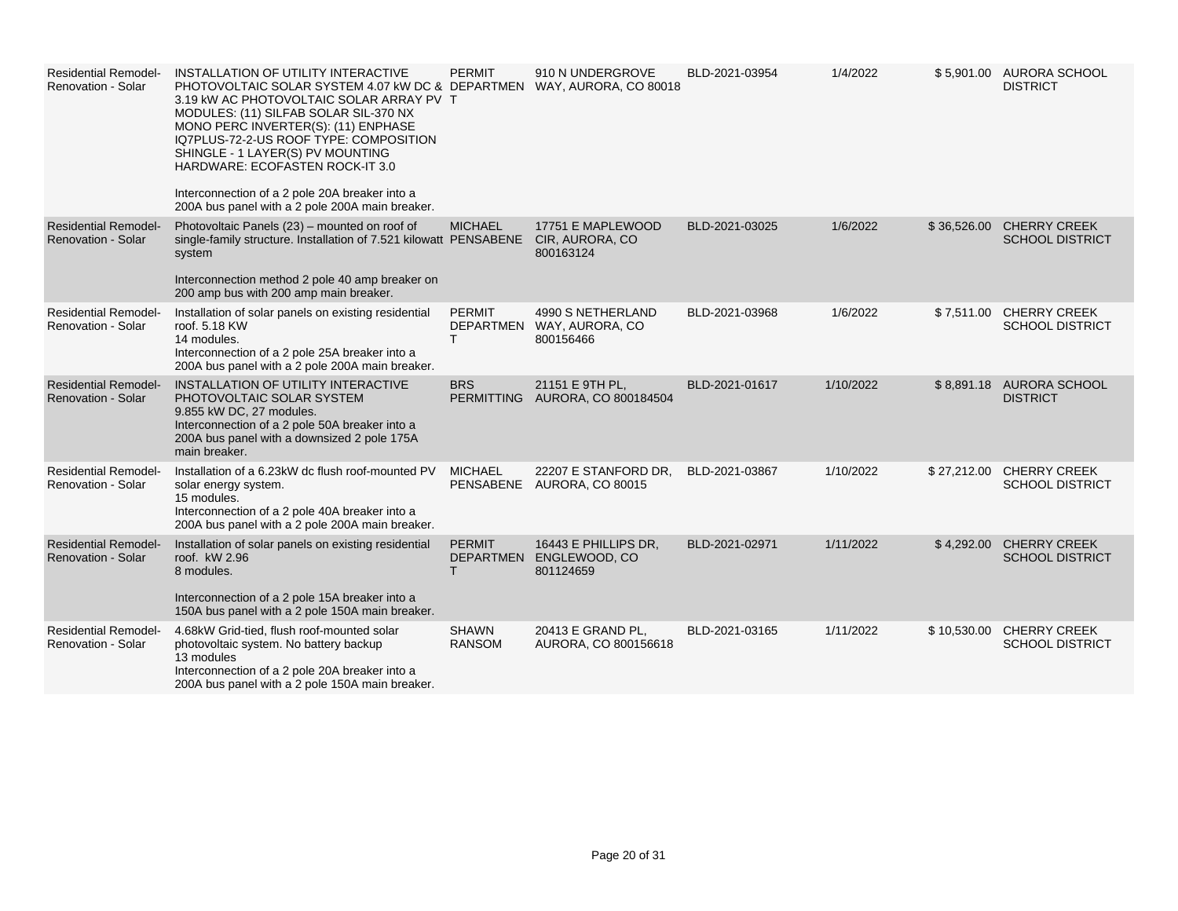| | | | | | | | |
|---|---|---|---|---|---|---|---|
| Residential Remodel-Renovation - Solar | INSTALLATION OF UTILITY INTERACTIVE PHOTOVOLTAIC SOLAR SYSTEM 4.07 kW DC & 3.19 kW AC PHOTOVOLTAIC SOLAR ARRAY PV MODULES: (11) SILFAB SOLAR SIL-370 NX MONO PERC INVERTER(S): (11) ENPHASE IQ7PLUS-72-2-US ROOF TYPE: COMPOSITION SHINGLE - 1 LAYER(S) PV MOUNTING HARDWARE: ECOFASTEN ROCK-IT 3.0<br><br>Interconnection of a 2 pole 20A breaker into a 200A bus panel with a 2 pole 200A main breaker. | PERMIT DEPARTMENT | 910 N UNDERGROVE WAY, AURORA, CO 80018 | BLD-2021-03954 | 1/4/2022 | $ 5,901.00 | AURORA SCHOOL DISTRICT |
| Residential Remodel-Renovation - Solar | Photovoltaic Panels (23) – mounted on roof of single-family structure. Installation of 7.521 kilowatt system<br><br>Interconnection method 2 pole 40 amp breaker on 200 amp bus with 200 amp main breaker. | MICHAEL PENSABENE | 17751 E MAPLEWOOD CIR, AURORA, CO 800163124 | BLD-2021-03025 | 1/6/2022 | $ 36,526.00 | CHERRY CREEK SCHOOL DISTRICT |
| Residential Remodel-Renovation - Solar | Installation of solar panels on existing residential roof. 5.18 KW<br>14 modules.<br>Interconnection of a 2 pole 25A breaker into a 200A bus panel with a 2 pole 200A main breaker. | PERMIT DEPARTMENT | 4990 S NETHERLAND WAY, AURORA, CO 800156466 | BLD-2021-03968 | 1/6/2022 | $ 7,511.00 | CHERRY CREEK SCHOOL DISTRICT |
| Residential Remodel-Renovation - Solar | INSTALLATION OF UTILITY INTERACTIVE PHOTOVOLTAIC SOLAR SYSTEM<br>9.855 kW DC, 27 modules.<br>Interconnection of a 2 pole 50A breaker into a 200A bus panel with a downsized 2 pole 175A main breaker. | BRS PERMITTING | 21151 E 9TH PL, AURORA, CO 800184504 | BLD-2021-01617 | 1/10/2022 | $ 8,891.18 | AURORA SCHOOL DISTRICT |
| Residential Remodel-Renovation - Solar | Installation of a 6.23kW dc flush roof-mounted PV solar energy system.<br>15 modules.<br>Interconnection of a 2 pole 40A breaker into a 200A bus panel with a 2 pole 200A main breaker. | MICHAEL PENSABENE | 22207 E STANFORD DR, AURORA, CO 80015 | BLD-2021-03867 | 1/10/2022 | $ 27,212.00 | CHERRY CREEK SCHOOL DISTRICT |
| Residential Remodel-Renovation - Solar | Installation of solar panels on existing residential roof. kW 2.96<br>8 modules.<br><br>Interconnection of a 2 pole 15A breaker into a 150A bus panel with a 2 pole 150A main breaker. | PERMIT DEPARTMENT | 16443 E PHILLIPS DR, ENGLEWOOD, CO 801124659 | BLD-2021-02971 | 1/11/2022 | $ 4,292.00 | CHERRY CREEK SCHOOL DISTRICT |
| Residential Remodel-Renovation - Solar | 4.68kW Grid-tied, flush roof-mounted solar photovoltaic system. No battery backup<br>13 modules<br>Interconnection of a 2 pole 20A breaker into a 200A bus panel with a 2 pole 150A main breaker. | SHAWN RANSOM | 20413 E GRAND PL, AURORA, CO 800156618 | BLD-2021-03165 | 1/11/2022 | $ 10,530.00 | CHERRY CREEK SCHOOL DISTRICT |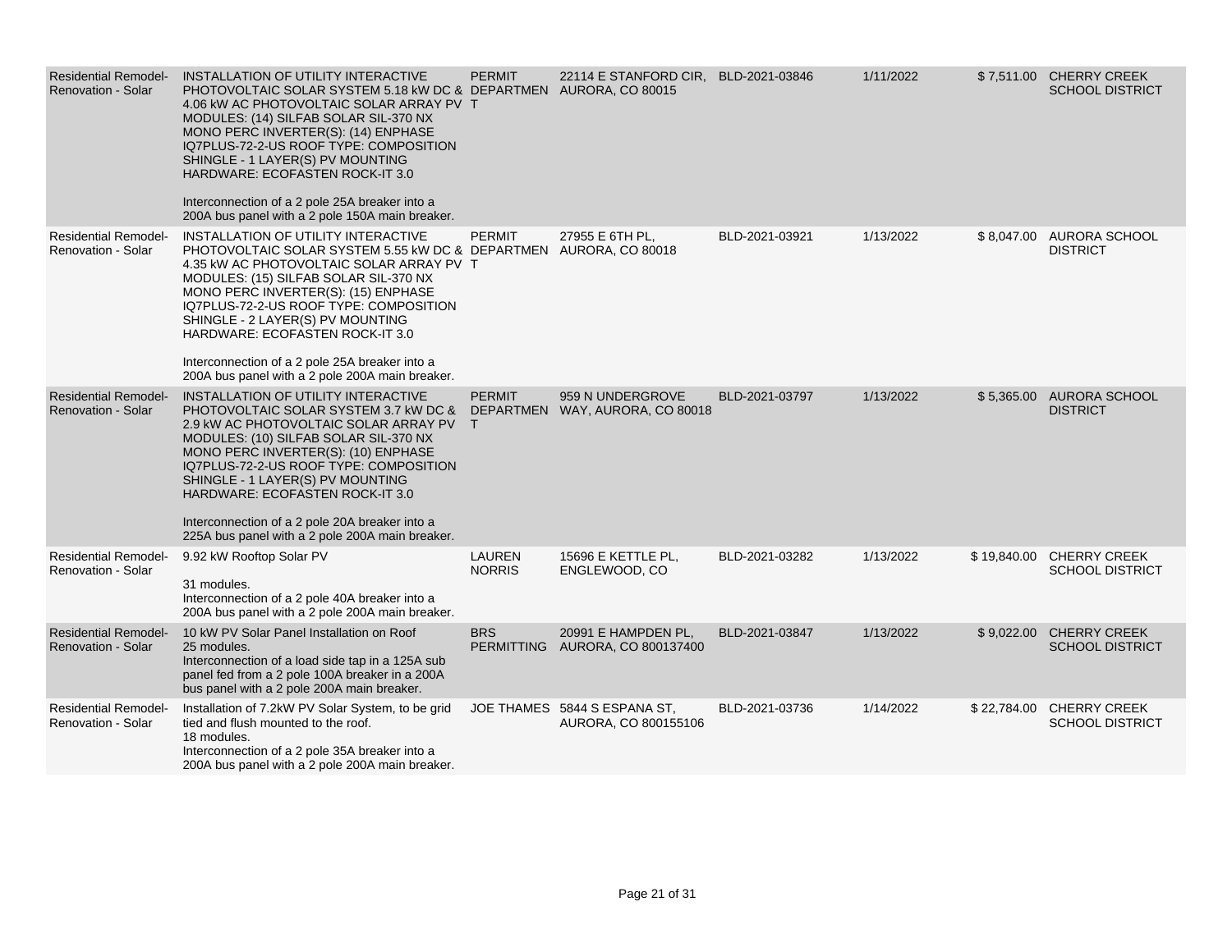| | | | | | | | |
|---|---|---|---|---|---|---|---|
| Residential Remodel-Renovation - Solar | INSTALLATION OF UTILITY INTERACTIVE PHOTOVOLTAIC SOLAR SYSTEM 5.18 kW DC & 4.06 kW AC PHOTOVOLTAIC SOLAR ARRAY PV MODULES: (14) SILFAB SOLAR SIL-370 NX MONO PERC INVERTER(S): (14) ENPHASE IQ7PLUS-72-2-US ROOF TYPE: COMPOSITION SHINGLE - 1 LAYER(S) PV MOUNTING HARDWARE: ECOFASTEN ROCK-IT 3.0<br><br>Interconnection of a 2 pole 25A breaker into a 200A bus panel with a 2 pole 150A main breaker. | PERMIT DEPARTMENT | 22114 E STANFORD CIR, AURORA, CO 80015 | BLD-2021-03846 | 1/11/2022 | $ 7,511.00 | CHERRY CREEK SCHOOL DISTRICT |
| Residential Remodel-Renovation - Solar | INSTALLATION OF UTILITY INTERACTIVE PHOTOVOLTAIC SOLAR SYSTEM 5.55 kW DC & 4.35 kW AC PHOTOVOLTAIC SOLAR ARRAY PV MODULES: (15) SILFAB SOLAR SIL-370 NX MONO PERC INVERTER(S): (15) ENPHASE IQ7PLUS-72-2-US ROOF TYPE: COMPOSITION SHINGLE - 2 LAYER(S) PV MOUNTING HARDWARE: ECOFASTEN ROCK-IT 3.0<br><br>Interconnection of a 2 pole 25A breaker into a 200A bus panel with a 2 pole 200A main breaker. | PERMIT DEPARTMENT | 27955 E 6TH PL, AURORA, CO 80018 | BLD-2021-03921 | 1/13/2022 | $ 8,047.00 | AURORA SCHOOL DISTRICT |
| Residential Remodel-Renovation - Solar | INSTALLATION OF UTILITY INTERACTIVE PHOTOVOLTAIC SOLAR SYSTEM 3.7 kW DC & 2.9 kW AC PHOTOVOLTAIC SOLAR ARRAY PV MODULES: (10) SILFAB SOLAR SIL-370 NX MONO PERC INVERTER(S): (10) ENPHASE IQ7PLUS-72-2-US ROOF TYPE: COMPOSITION SHINGLE - 1 LAYER(S) PV MOUNTING HARDWARE: ECOFASTEN ROCK-IT 3.0<br><br>Interconnection of a 2 pole 20A breaker into a 225A bus panel with a 2 pole 200A main breaker. | PERMIT DEPARTMENT | 959 N UNDERGROVE WAY, AURORA, CO 80018 | BLD-2021-03797 | 1/13/2022 | $ 5,365.00 | AURORA SCHOOL DISTRICT |
| Residential Remodel-Renovation - Solar | 9.92 kW Rooftop Solar PV<br><br>31 modules.<br>Interconnection of a 2 pole 40A breaker into a 200A bus panel with a 2 pole 200A main breaker. | LAUREN NORRIS | 15696 E KETTLE PL, ENGLEWOOD, CO | BLD-2021-03282 | 1/13/2022 | $ 19,840.00 | CHERRY CREEK SCHOOL DISTRICT |
| Residential Remodel-Renovation - Solar | 10 kW PV Solar Panel Installation on Roof<br>25 modules.<br>Interconnection of a load side tap in a 125A sub panel fed from a 2 pole 100A breaker in a 200A bus panel with a 2 pole 200A main breaker. | BRS PERMITTING | 20991 E HAMPDEN PL, AURORA, CO 800137400 | BLD-2021-03847 | 1/13/2022 | $ 9,022.00 | CHERRY CREEK SCHOOL DISTRICT |
| Residential Remodel-Renovation - Solar | Installation of 7.2kW PV Solar System, to be grid tied and flush mounted to the roof.<br>18 modules.<br>Interconnection of a 2 pole 35A breaker into a 200A bus panel with a 2 pole 200A main breaker. | JOE THAMES | 5844 S ESPANA ST, AURORA, CO 800155106 | BLD-2021-03736 | 1/14/2022 | $ 22,784.00 | CHERRY CREEK SCHOOL DISTRICT |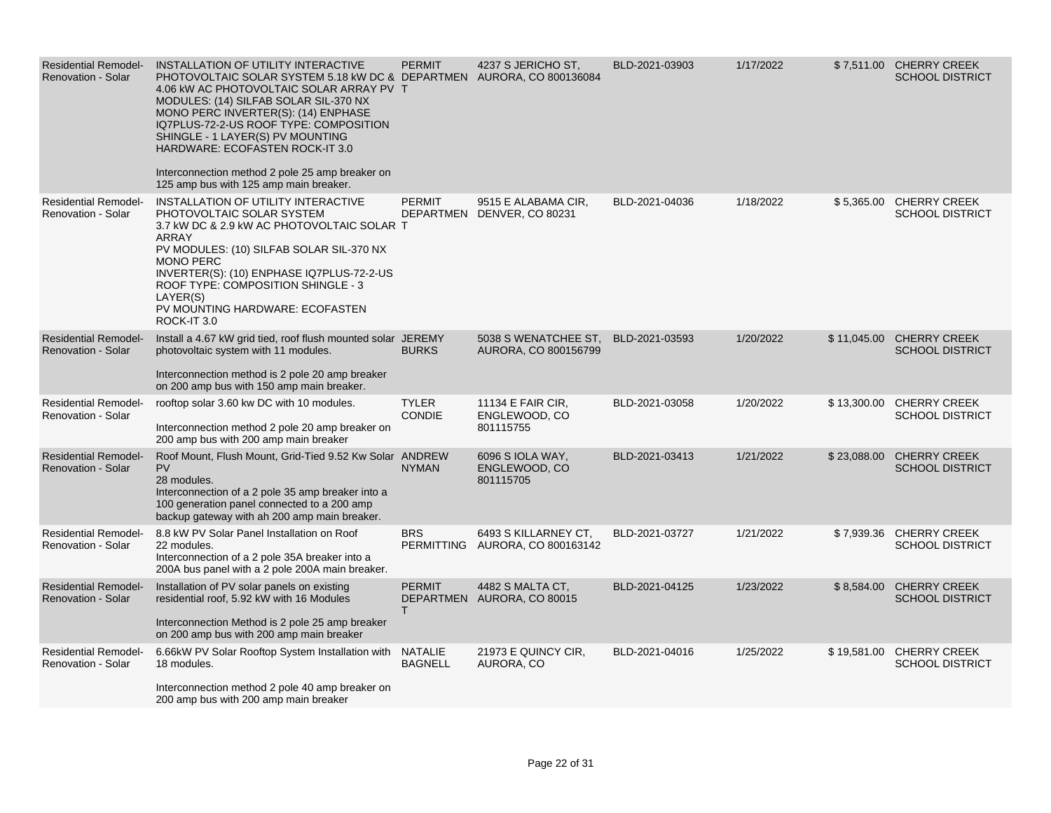| | | | | | | | |
|---|---|---|---|---|---|---|---|
| Residential Remodel-Renovation - Solar | INSTALLATION OF UTILITY INTERACTIVE PHOTOVOLTAIC SOLAR SYSTEM 5.18 kW DC & 4.06 kW AC PHOTOVOLTAIC SOLAR ARRAY PV MODULES: (14) SILFAB SOLAR SIL-370 NX MONO PERC INVERTER(S): (14) ENPHASE IQ7PLUS-72-2-US ROOF TYPE: COMPOSITION SHINGLE - 1 LAYER(S) PV MOUNTING HARDWARE: ECOFASTEN ROCK-IT 3.0<br><br>Interconnection method 2 pole 25 amp breaker on 125 amp bus with 125 amp main breaker. | PERMIT DEPARTMENT | 4237 S JERICHO ST, AURORA, CO 800136084 | BLD-2021-03903 | 1/17/2022 | $ 7,511.00 | CHERRY CREEK SCHOOL DISTRICT |
| Residential Remodel-Renovation - Solar | INSTALLATION OF UTILITY INTERACTIVE PHOTOVOLTAIC SOLAR SYSTEM<br>3.7 kW DC & 2.9 kW AC PHOTOVOLTAIC SOLAR ARRAY<br>PV MODULES: (10) SILFAB SOLAR SIL-370 NX MONO PERC<br>INVERTER(S): (10) ENPHASE IQ7PLUS-72-2-US<br>ROOF TYPE: COMPOSITION SHINGLE - 3 LAYER(S)<br>PV MOUNTING HARDWARE: ECOFASTEN ROCK-IT 3.0 | PERMIT DEPARTMENT | 9515 E ALABAMA CIR, DENVER, CO 80231 | BLD-2021-04036 | 1/18/2022 | $ 5,365.00 | CHERRY CREEK SCHOOL DISTRICT |
| Residential Remodel-Renovation - Solar | Install a 4.67 kW grid tied, roof flush mounted solar photovoltaic system with 11 modules.<br><br>Interconnection method is 2 pole 20 amp breaker on 200 amp bus with 150 amp main breaker. | JEREMY BURKS | 5038 S WENATCHEE ST, AURORA, CO 800156799 | BLD-2021-03593 | 1/20/2022 | $ 11,045.00 | CHERRY CREEK SCHOOL DISTRICT |
| Residential Remodel-Renovation - Solar | rooftop solar 3.60 kw DC with 10 modules.<br><br>Interconnection method 2 pole 20 amp breaker on 200 amp bus with 200 amp main breaker | TYLER CONDIE | 11134 E FAIR CIR, ENGLEWOOD, CO 801115755 | BLD-2021-03058 | 1/20/2022 | $ 13,300.00 | CHERRY CREEK SCHOOL DISTRICT |
| Residential Remodel-Renovation - Solar | Roof Mount, Flush Mount, Grid-Tied 9.52 Kw Solar PV<br>28 modules.<br>Interconnection of a 2 pole 35 amp breaker into a 100 generation panel connected to a 200 amp backup gateway with ah 200 amp main breaker. | ANDREW NYMAN | 6096 S IOLA WAY, ENGLEWOOD, CO 801115705 | BLD-2021-03413 | 1/21/2022 | $ 23,088.00 | CHERRY CREEK SCHOOL DISTRICT |
| Residential Remodel-Renovation - Solar | 8.8 kW PV Solar Panel Installation on Roof<br>22 modules.<br>Interconnection of a 2 pole 35A breaker into a 200A bus panel with a 2 pole 200A main breaker. | BRS PERMITTING | 6493 S KILLARNEY CT, AURORA, CO 800163142 | BLD-2021-03727 | 1/21/2022 | $ 7,939.36 | CHERRY CREEK SCHOOL DISTRICT |
| Residential Remodel-Renovation - Solar | Installation of PV solar panels on existing residential roof, 5.92 kW with 16 Modules<br><br>Interconnection Method is 2 pole 25 amp breaker on 200 amp bus with 200 amp main breaker | PERMIT DEPARTMENT | 4482 S MALTA CT, AURORA, CO 80015 | BLD-2021-04125 | 1/23/2022 | $ 8,584.00 | CHERRY CREEK SCHOOL DISTRICT |
| Residential Remodel-Renovation - Solar | 6.66kW PV Solar Rooftop System Installation with 18 modules.<br><br>Interconnection method 2 pole 40 amp breaker on 200 amp bus with 200 amp main breaker | NATALIE BAGNELL | 21973 E QUINCY CIR, AURORA, CO | BLD-2021-04016 | 1/25/2022 | $ 19,581.00 | CHERRY CREEK SCHOOL DISTRICT |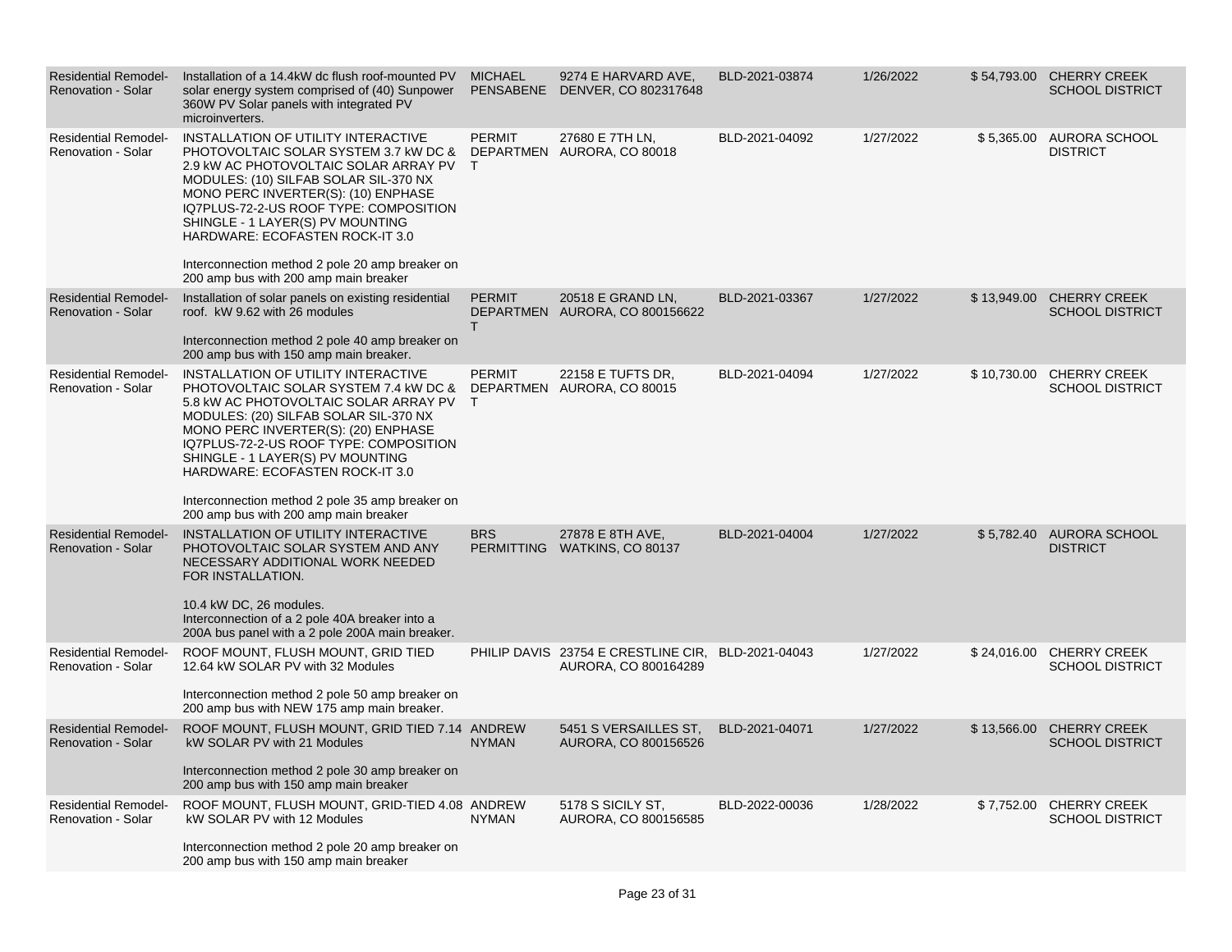| Residential Remodel-Renovation - Solar | Installation of a 14.4kW dc flush roof-mounted PV solar energy system comprised of (40) Sunpower 360W PV Solar panels with integrated PV microinverters. | MICHAEL PENSABENE | 9274 E HARVARD AVE, DENVER, CO 802317648 | BLD-2021-03874 | 1/26/2022 | $ 54,793.00 | CHERRY CREEK SCHOOL DISTRICT |
|---|---|---|---|---|---|---|---|
| Residential Remodel-Renovation - Solar | INSTALLATION OF UTILITY INTERACTIVE PHOTOVOLTAIC SOLAR SYSTEM 3.7 kW DC & 2.9 kW AC PHOTOVOLTAIC SOLAR ARRAY PV MODULES: (10) SILFAB SOLAR SIL-370 NX MONO PERC INVERTER(S): (10) ENPHASE IQ7PLUS-72-2-US ROOF TYPE: COMPOSITION SHINGLE - 1 LAYER(S) PV MOUNTING HARDWARE: ECOFASTEN ROCK-IT 3.0<br><br>Interconnection method 2 pole 20 amp breaker on 200 amp bus with 200 amp main breaker | PERMIT DEPARTMENT | 27680 E 7TH LN, AURORA, CO 80018 | BLD-2021-04092 | 1/27/2022 | $ 5,365.00 | AURORA SCHOOL DISTRICT |
| Residential Remodel-Renovation - Solar | Installation of solar panels on existing residential roof. kW 9.62 with 26 modules<br><br>Interconnection method 2 pole 40 amp breaker on 200 amp bus with 150 amp main breaker. | PERMIT DEPARTMENT | 20518 E GRAND LN, AURORA, CO 800156622 | BLD-2021-03367 | 1/27/2022 | $ 13,949.00 | CHERRY CREEK SCHOOL DISTRICT |
| Residential Remodel-Renovation - Solar | INSTALLATION OF UTILITY INTERACTIVE PHOTOVOLTAIC SOLAR SYSTEM 7.4 kW DC & 5.8 kW AC PHOTOVOLTAIC SOLAR ARRAY PV MODULES: (20) SILFAB SOLAR SIL-370 NX MONO PERC INVERTER(S): (20) ENPHASE IQ7PLUS-72-2-US ROOF TYPE: COMPOSITION SHINGLE - 1 LAYER(S) PV MOUNTING HARDWARE: ECOFASTEN ROCK-IT 3.0<br><br>Interconnection method 2 pole 35 amp breaker on 200 amp bus with 200 amp main breaker | PERMIT DEPARTMENT | 22158 E TUFTS DR, AURORA, CO 80015 | BLD-2021-04094 | 1/27/2022 | $ 10,730.00 | CHERRY CREEK SCHOOL DISTRICT |
| Residential Remodel-Renovation - Solar | INSTALLATION OF UTILITY INTERACTIVE PHOTOVOLTAIC SOLAR SYSTEM AND ANY NECESSARY ADDITIONAL WORK NEEDED FOR INSTALLATION.<br><br>10.4 kW DC, 26 modules.<br>Interconnection of a 2 pole 40A breaker into a 200A bus panel with a 2 pole 200A main breaker. | BRS PERMITTING | 27878 E 8TH AVE, WATKINS, CO 80137 | BLD-2021-04004 | 1/27/2022 | $ 5,782.40 | AURORA SCHOOL DISTRICT |
| Residential Remodel-Renovation - Solar | ROOF MOUNT, FLUSH MOUNT, GRID TIED 12.64 kW SOLAR PV with 32 Modules<br><br>Interconnection method 2 pole 50 amp breaker on 200 amp bus with NEW 175 amp main breaker. | PHILIP DAVIS | 23754 E CRESTLINE CIR, AURORA, CO 800164289 | BLD-2021-04043 | 1/27/2022 | $ 24,016.00 | CHERRY CREEK SCHOOL DISTRICT |
| Residential Remodel-Renovation - Solar | ROOF MOUNT, FLUSH MOUNT, GRID TIED 7.14 kW SOLAR PV with 21 Modules<br><br>Interconnection method 2 pole 30 amp breaker on 200 amp bus with 150 amp main breaker | ANDREW NYMAN | 5451 S VERSAILLES ST, AURORA, CO 800156526 | BLD-2021-04071 | 1/27/2022 | $ 13,566.00 | CHERRY CREEK SCHOOL DISTRICT |
| Residential Remodel-Renovation - Solar | ROOF MOUNT, FLUSH MOUNT, GRID-TIED 4.08 kW SOLAR PV with 12 Modules<br><br>Interconnection method 2 pole 20 amp breaker on 200 amp bus with 150 amp main breaker | ANDREW NYMAN | 5178 S SICILY ST, AURORA, CO 800156585 | BLD-2022-00036 | 1/28/2022 | $ 7,752.00 | CHERRY CREEK SCHOOL DISTRICT |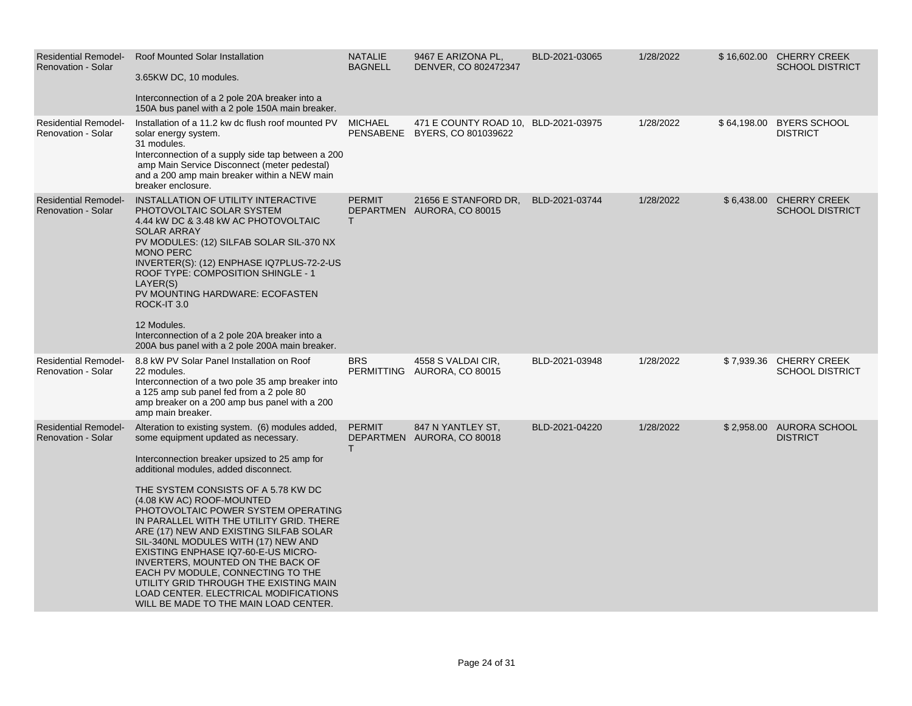| Residential Remodel-Renovation - Solar | Roof Mounted Solar Installation<br><br>3.65KW DC, 10 modules.<br><br>Interconnection of a 2 pole 20A breaker into a 150A bus panel with a 2 pole 150A main breaker. | NATALIE BAGNELL | 9467 E ARIZONA PL, DENVER, CO 802472347 | BLD-2021-03065 | 1/28/2022 | $ 16,602.00 | CHERRY CREEK SCHOOL DISTRICT |
|---|---|---|---|---|---|---|---|
| Residential Remodel-Renovation - Solar | Installation of a 11.2 kw dc flush roof mounted PV solar energy system.<br>31 modules.<br>Interconnection of a supply side tap between a 200 amp Main Service Disconnect (meter pedestal) and a 200 amp main breaker within a NEW main breaker enclosure. | MICHAEL PENSABENE | 471 E COUNTY ROAD 10, BYERS, CO 801039622 | BLD-2021-03975 | 1/28/2022 | $ 64,198.00 | BYERS SCHOOL DISTRICT |
| Residential Remodel-Renovation - Solar | INSTALLATION OF UTILITY INTERACTIVE PHOTOVOLTAIC SOLAR SYSTEM<br>4.44 kW DC & 3.48 kW AC PHOTOVOLTAIC SOLAR ARRAY<br>PV MODULES: (12) SILFAB SOLAR SIL-370 NX MONO PERC<br>INVERTER(S): (12) ENPHASE IQ7PLUS-72-2-US<br>ROOF TYPE: COMPOSITION SHINGLE - 1 LAYER(S)<br>PV MOUNTING HARDWARE: ECOFASTEN ROCK-IT 3.0<br><br>12 Modules.<br>Interconnection of a 2 pole 20A breaker into a 200A bus panel with a 2 pole 200A main breaker. | PERMIT DEPARTMENT | 21656 E STANFORD DR, AURORA, CO 80015 | BLD-2021-03744 | 1/28/2022 | $ 6,438.00 | CHERRY CREEK SCHOOL DISTRICT |
| Residential Remodel-Renovation - Solar | 8.8 kW PV Solar Panel Installation on Roof<br>22 modules.<br>Interconnection of a two pole 35 amp breaker into a 125 amp sub panel fed from a 2 pole 80 amp breaker on a 200 amp bus panel with a 200 amp main breaker. | BRS PERMITTING | 4558 S VALDAI CIR, AURORA, CO 80015 | BLD-2021-03948 | 1/28/2022 | $ 7,939.36 | CHERRY CREEK SCHOOL DISTRICT |
| Residential Remodel-Renovation - Solar | Alteration to existing system. (6) modules added, some equipment updated as necessary.<br><br>Interconnection breaker upsized to 25 amp for additional modules, added disconnect.<br><br>THE SYSTEM CONSISTS OF A 5.78 KW DC (4.08 KW AC) ROOF-MOUNTED PHOTOVOLTAIC POWER SYSTEM OPERATING IN PARALLEL WITH THE UTILITY GRID. THERE ARE (17) NEW AND EXISTING SILFAB SOLAR SIL-340NL MODULES WITH (17) NEW AND EXISTING ENPHASE IQ7-60-E-US MICRO-INVERTERS, MOUNTED ON THE BACK OF EACH PV MODULE, CONNECTING TO THE UTILITY GRID THROUGH THE EXISTING MAIN LOAD CENTER. ELECTRICAL MODIFICATIONS WILL BE MADE TO THE MAIN LOAD CENTER. | PERMIT DEPARTMENT | 847 N YANTLEY ST, AURORA, CO 80018 | BLD-2021-04220 | 1/28/2022 | $ 2,958.00 | AURORA SCHOOL DISTRICT |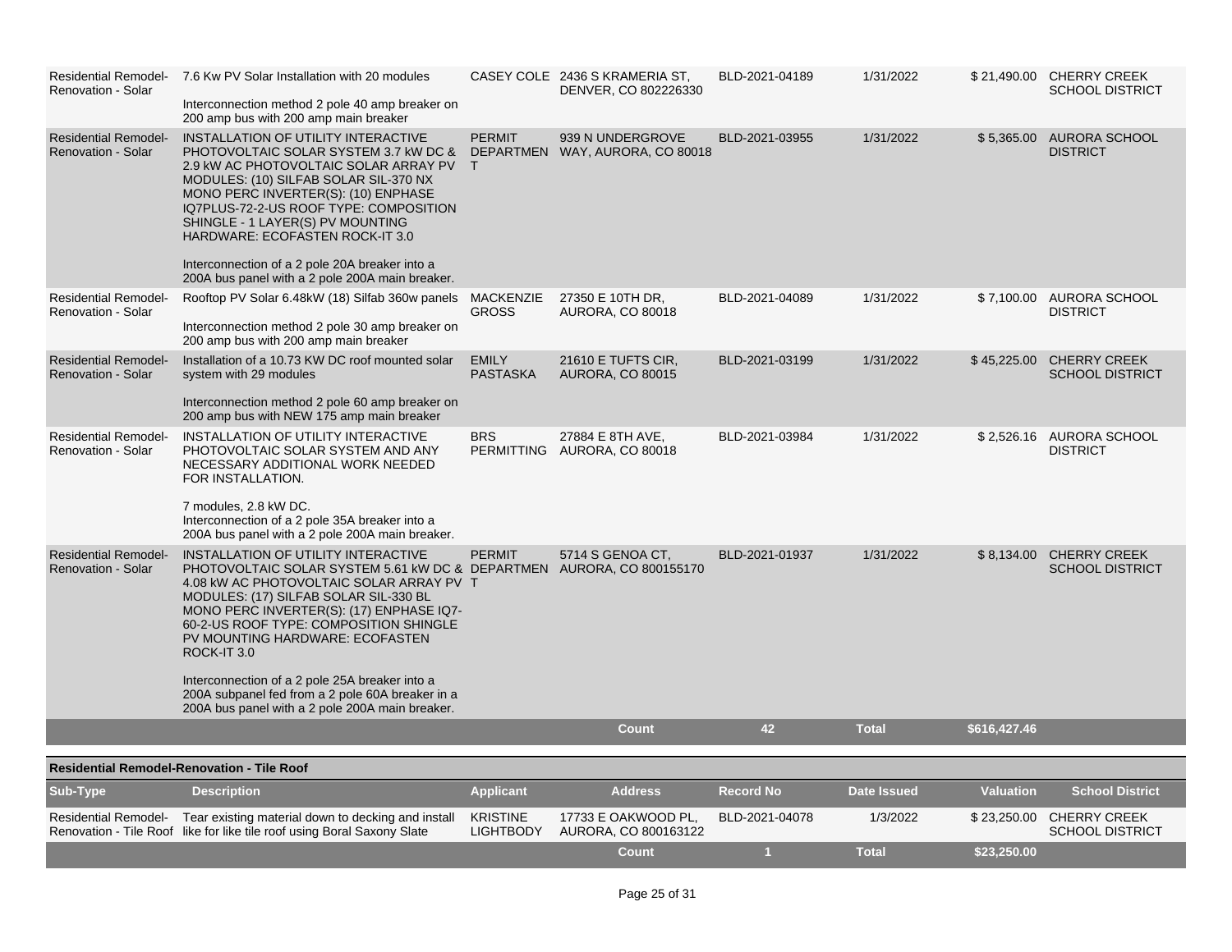| Sub-Type | Description | Applicant | Address | Record No | Date Issued | Valuation | School District |
|---|---|---|---|---|---|---|---|
| Residential Remodel-Renovation - Solar | 7.6 Kw PV Solar Installation with 20 modules<br><br>Interconnection method 2 pole 40 amp breaker on 200 amp bus with 200 amp main breaker | CASEY COLE | 2436 S KRAMERIA ST, DENVER, CO 802226330 | BLD-2021-04189 | 1/31/2022 | $ 21,490.00 | CHERRY CREEK SCHOOL DISTRICT |
| Residential Remodel-Renovation - Solar | INSTALLATION OF UTILITY INTERACTIVE PHOTOVOLTAIC SOLAR SYSTEM 3.7 kW DC & 2.9 kW AC PHOTOVOLTAIC SOLAR ARRAY PV MODULES: (10) SILFAB SOLAR SIL-370 NX MONO PERC INVERTER(S): (10) ENPHASE IQ7PLUS-72-2-US ROOF TYPE: COMPOSITION SHINGLE - 1 LAYER(S) PV MOUNTING HARDWARE: ECOFASTEN ROCK-IT 3.0<br><br>Interconnection of a 2 pole 20A breaker into a 200A bus panel with a 2 pole 200A main breaker. | PERMIT DEPARTMENT | 939 N UNDERGROVE WAY, AURORA, CO 80018 | BLD-2021-03955 | 1/31/2022 | $ 5,365.00 | AURORA SCHOOL DISTRICT |
| Residential Remodel-Renovation - Solar | Rooftop PV Solar 6.48kW (18) Silfab 360w panels<br><br>Interconnection method 2 pole 30 amp breaker on 200 amp bus with 200 amp main breaker | MACKENZIE GROSS | 27350 E 10TH DR, AURORA, CO 80018 | BLD-2021-04089 | 1/31/2022 | $ 7,100.00 | AURORA SCHOOL DISTRICT |
| Residential Remodel-Renovation - Solar | Installation of a 10.73 KW DC roof mounted solar system with 29 modules<br><br>Interconnection method 2 pole 60 amp breaker on 200 amp bus with NEW 175 amp main breaker | EMILY PASTASKA | 21610 E TUFTS CIR, AURORA, CO 80015 | BLD-2021-03199 | 1/31/2022 | $ 45,225.00 | CHERRY CREEK SCHOOL DISTRICT |
| Residential Remodel-Renovation - Solar | INSTALLATION OF UTILITY INTERACTIVE PHOTOVOLTAIC SOLAR SYSTEM AND ANY NECESSARY ADDITIONAL WORK NEEDED FOR INSTALLATION.<br><br>7 modules, 2.8 kW DC.<br>Interconnection of a 2 pole 35A breaker into a 200A bus panel with a 2 pole 200A main breaker. | BRS PERMITTING | 27884 E 8TH AVE, AURORA, CO 80018 | BLD-2021-03984 | 1/31/2022 | $ 2,526.16 | AURORA SCHOOL DISTRICT |
| Residential Remodel-Renovation - Solar | INSTALLATION OF UTILITY INTERACTIVE PHOTOVOLTAIC SOLAR SYSTEM 5.61 kW DC & 4.08 kW AC PHOTOVOLTAIC SOLAR ARRAY PV MODULES: (17) SILFAB SOLAR SIL-330 BL MONO PERC INVERTER(S): (17) ENPHASE IQ7-60-2-US ROOF TYPE: COMPOSITION SHINGLE PV MOUNTING HARDWARE: ECOFASTEN ROCK-IT 3.0<br><br>Interconnection of a 2 pole 25A breaker into a 200A subpanel fed from a 2 pole 60A breaker in a 200A bus panel with a 2 pole 200A main breaker. | PERMIT DEPARTMENT | 5714 S GENOA CT, AURORA, CO 800155170 | BLD-2021-01937 | 1/31/2022 | $ 8,134.00 | CHERRY CREEK SCHOOL DISTRICT |
| | | | Count | 42 | Total | $616,427.46 | |

**Residential Remodel-Renovation - Tile Roof**

| Sub-Type | Description | Applicant | Address | Record No | Date Issued | Valuation | School District |
|---|---|---|---|---|---|---|---|
| Residential Remodel-Renovation - Tile Roof | Tear existing material down to decking and install like for like tile roof using Boral Saxony Slate | KRISTINE LIGHTBODY | 17733 E OAKWOOD PL, AURORA, CO 800163122 | BLD-2021-04078 | 1/3/2022 | $ 23,250.00 | CHERRY CREEK SCHOOL DISTRICT |
| | | | Count | 1 | Total | $23,250.00 | |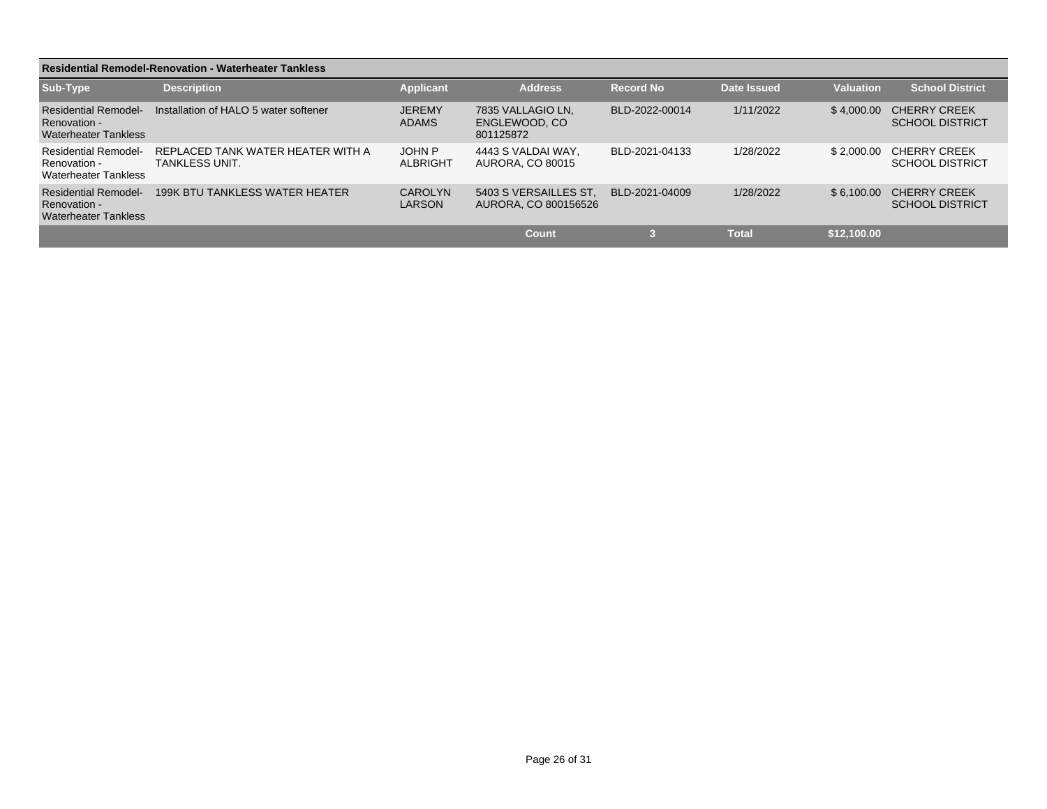## Residential Remodel-Renovation - Waterheater Tankless

| Sub-Type | Description | Applicant | Address | Record No | Date Issued | Valuation | School District |
|---|---|---|---|---|---|---|---|
| Residential Remodel-Renovation - Waterheater Tankless | Installation of HALO 5 water softener | JEREMY ADAMS | 7835 VALLAGIO LN, ENGLEWOOD, CO 801125872 | BLD-2022-00014 | 1/11/2022 | $ 4,000.00 | CHERRY CREEK SCHOOL DISTRICT |
| Residential Remodel-Renovation - Waterheater Tankless | REPLACED TANK WATER HEATER WITH A TANKLESS UNIT. | JOHN P ALBRIGHT | 4443 S VALDAI WAY, AURORA, CO 80015 | BLD-2021-04133 | 1/28/2022 | $ 2,000.00 | CHERRY CREEK SCHOOL DISTRICT |
| Residential Remodel-Renovation - Waterheater Tankless | 199K BTU TANKLESS WATER HEATER | CAROLYN LARSON | 5403 S VERSAILLES ST, AURORA, CO 800156526 | BLD-2021-04009 | 1/28/2022 | $ 6,100.00 | CHERRY CREEK SCHOOL DISTRICT |
| | | | **Count** | **3** | **Total** | **$12,100.00** | |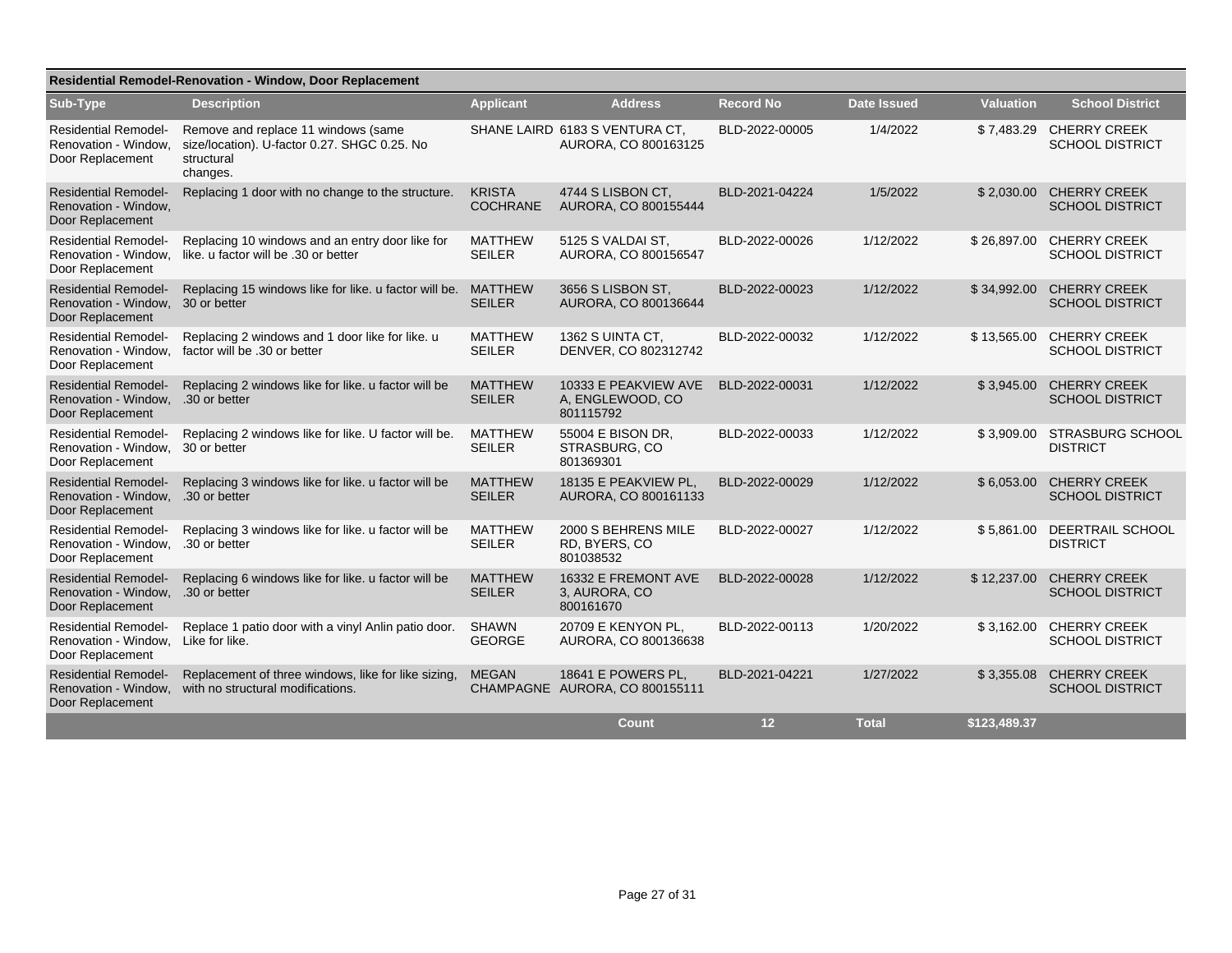## Residential Remodel-Renovation - Window, Door Replacement

| Sub-Type | Description | Applicant | Address | Record No | Date Issued | Valuation | School District |
|---|---|---|---|---|---|---|---|
| Residential Remodel-Renovation - Window, Door Replacement | Remove and replace 11 windows (same size/location). U-factor 0.27. SHGC 0.25. No structural changes. | SHANE LAIRD | 6183 S VENTURA CT, AURORA, CO 800163125 | BLD-2022-00005 | 1/4/2022 | $ 7,483.29 | CHERRY CREEK SCHOOL DISTRICT |
| Residential Remodel-Renovation - Window, Door Replacement | Replacing 1 door with no change to the structure. | KRISTA COCHRANE | 4744 S LISBON CT, AURORA, CO 800155444 | BLD-2021-04224 | 1/5/2022 | $ 2,030.00 | CHERRY CREEK SCHOOL DISTRICT |
| Residential Remodel-Renovation - Window, Door Replacement | Replacing 10 windows and an entry door like for like. u factor will be .30 or better | MATTHEW SEILER | 5125 S VALDAI ST, AURORA, CO 800156547 | BLD-2022-00026 | 1/12/2022 | $ 26,897.00 | CHERRY CREEK SCHOOL DISTRICT |
| Residential Remodel-Renovation - Window, Door Replacement | Replacing 15 windows like for like. u factor will be. 30 or better | MATTHEW SEILER | 3656 S LISBON ST, AURORA, CO 800136644 | BLD-2022-00023 | 1/12/2022 | $ 34,992.00 | CHERRY CREEK SCHOOL DISTRICT |
| Residential Remodel-Renovation - Window, Door Replacement | Replacing 2 windows and 1 door like for like. u factor will be .30 or better | MATTHEW SEILER | 1362 S UINTA CT, DENVER, CO 802312742 | BLD-2022-00032 | 1/12/2022 | $ 13,565.00 | CHERRY CREEK SCHOOL DISTRICT |
| Residential Remodel-Renovation - Window, Door Replacement | Replacing 2 windows like for like. u factor will be .30 or better | MATTHEW SEILER | 10333 E PEAKVIEW AVE A, ENGLEWOOD, CO 801115792 | BLD-2022-00031 | 1/12/2022 | $ 3,945.00 | CHERRY CREEK SCHOOL DISTRICT |
| Residential Remodel-Renovation - Window, Door Replacement | Replacing 2 windows like for like. U factor will be. 30 or better | MATTHEW SEILER | 55004 E BISON DR, STRASBURG, CO 801369301 | BLD-2022-00033 | 1/12/2022 | $ 3,909.00 | STRASBURG SCHOOL DISTRICT |
| Residential Remodel-Renovation - Window, Door Replacement | Replacing 3 windows like for like. u factor will be .30 or better | MATTHEW SEILER | 18135 E PEAKVIEW PL, AURORA, CO 800161133 | BLD-2022-00029 | 1/12/2022 | $ 6,053.00 | CHERRY CREEK SCHOOL DISTRICT |
| Residential Remodel-Renovation - Window, Door Replacement | Replacing 3 windows like for like. u factor will be .30 or better | MATTHEW SEILER | 2000 S BEHRENS MILE RD, BYERS, CO 801038532 | BLD-2022-00027 | 1/12/2022 | $ 5,861.00 | DEERTRAIL SCHOOL DISTRICT |
| Residential Remodel-Renovation - Window, Door Replacement | Replacing 6 windows like for like. u factor will be .30 or better | MATTHEW SEILER | 16332 E FREMONT AVE 3, AURORA, CO 800161670 | BLD-2022-00028 | 1/12/2022 | $ 12,237.00 | CHERRY CREEK SCHOOL DISTRICT |
| Residential Remodel-Renovation - Window, Door Replacement | Replace 1 patio door with a vinyl Anlin patio door. Like for like. | SHAWN GEORGE | 20709 E KENYON PL, AURORA, CO 800136638 | BLD-2022-00113 | 1/20/2022 | $ 3,162.00 | CHERRY CREEK SCHOOL DISTRICT |
| Residential Remodel-Renovation - Window, Door Replacement | Replacement of three windows, like for like sizing, with no structural modifications. | MEGAN CHAMPAGNE | 18641 E POWERS PL, AURORA, CO 800155111 | BLD-2021-04221 | 1/27/2022 | $ 3,355.08 | CHERRY CREEK SCHOOL DISTRICT |
| | | | **Count** | **12** | **Total** | **$123,489.37** | |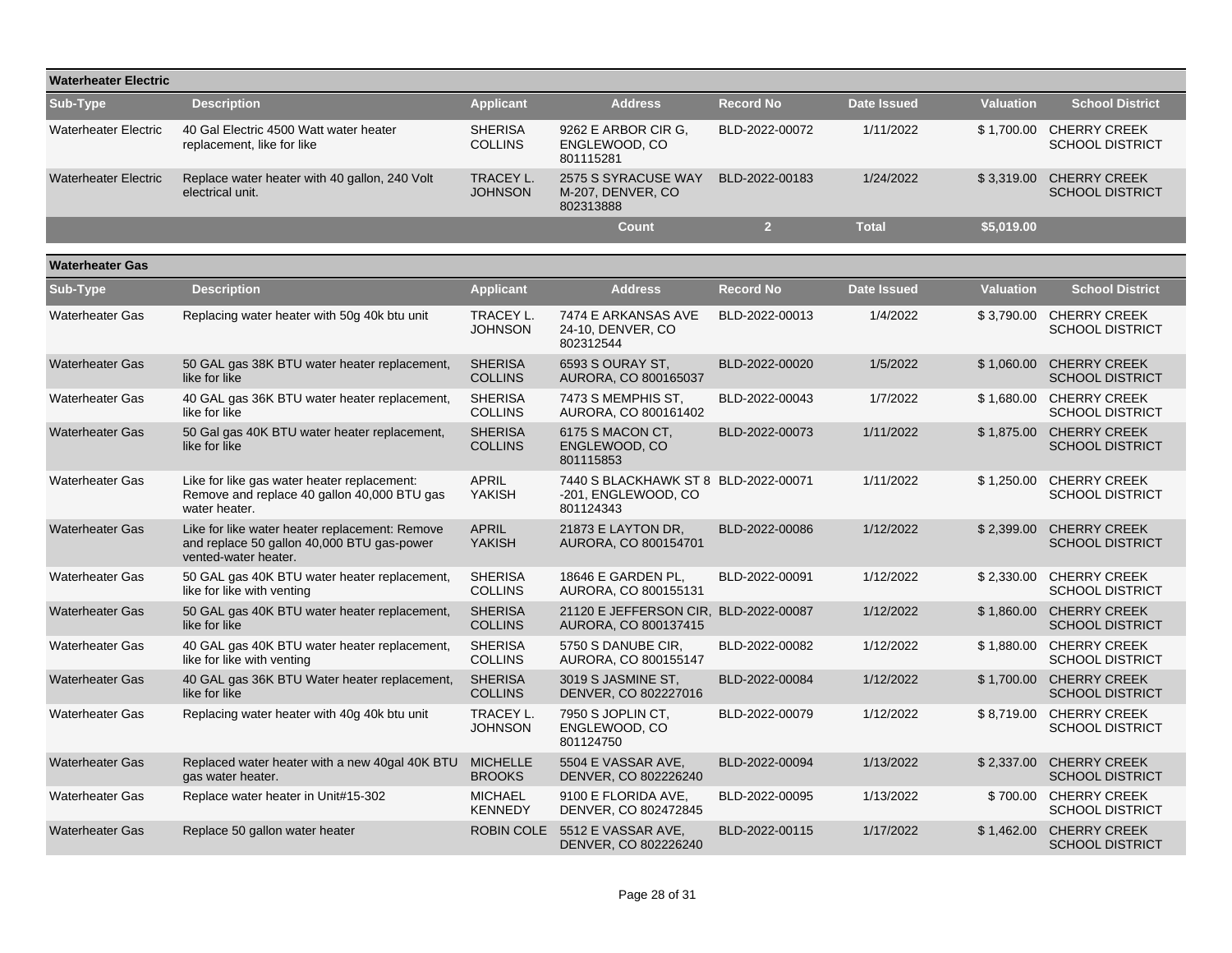## Waterheater Electric

| Sub-Type | Description | Applicant | Address | Record No | Date Issued | Valuation | School District |
|---|---|---|---|---|---|---|---|
| Waterheater Electric | 40 Gal Electric 4500 Watt water heater replacement, like for like | SHERISA COLLINS | 9262 E ARBOR CIR G, ENGLEWOOD, CO 801115281 | BLD-2022-00072 | 1/11/2022 | $ 1,700.00 | CHERRY CREEK SCHOOL DISTRICT |
| Waterheater Electric | Replace water heater with 40 gallon, 240 Volt electrical unit. | TRACEY L. JOHNSON | 2575 S SYRACUSE WAY M-207, DENVER, CO 802313888 | BLD-2022-00183 | 1/24/2022 | $ 3,319.00 | CHERRY CREEK SCHOOL DISTRICT |
| | | | Count | 2 | Total | $5,019.00 | |

## Waterheater Gas

| Sub-Type | Description | Applicant | Address | Record No | Date Issued | Valuation | School District |
|---|---|---|---|---|---|---|---|
| Waterheater Gas | Replacing water heater with 50g 40k btu unit | TRACEY L. JOHNSON | 7474 E ARKANSAS AVE 24-10, DENVER, CO 802312544 | BLD-2022-00013 | 1/4/2022 | $ 3,790.00 | CHERRY CREEK SCHOOL DISTRICT |
| Waterheater Gas | 50 GAL gas 38K BTU water heater replacement, like for like | SHERISA COLLINS | 6593 S OURAY ST, AURORA, CO 800165037 | BLD-2022-00020 | 1/5/2022 | $ 1,060.00 | CHERRY CREEK SCHOOL DISTRICT |
| Waterheater Gas | 40 GAL gas 36K BTU water heater replacement, like for like | SHERISA COLLINS | 7473 S MEMPHIS ST, AURORA, CO 800161402 | BLD-2022-00043 | 1/7/2022 | $ 1,680.00 | CHERRY CREEK SCHOOL DISTRICT |
| Waterheater Gas | 50 Gal gas 40K BTU water heater replacement, like for like | SHERISA COLLINS | 6175 S MACON CT, ENGLEWOOD, CO 801115853 | BLD-2022-00073 | 1/11/2022 | $ 1,875.00 | CHERRY CREEK SCHOOL DISTRICT |
| Waterheater Gas | Like for like gas water heater replacement: Remove and replace 40 gallon 40,000 BTU gas water heater. | APRIL YAKISH | 7440 S BLACKHAWK ST 8 -201, ENGLEWOOD, CO 801124343 | BLD-2022-00071 | 1/11/2022 | $ 1,250.00 | CHERRY CREEK SCHOOL DISTRICT |
| Waterheater Gas | Like for like water heater replacement: Remove and replace 50 gallon 40,000 BTU gas-power vented-water heater. | APRIL YAKISH | 21873 E LAYTON DR, AURORA, CO 800154701 | BLD-2022-00086 | 1/12/2022 | $ 2,399.00 | CHERRY CREEK SCHOOL DISTRICT |
| Waterheater Gas | 50 GAL gas 40K BTU water heater replacement, like for like with venting | SHERISA COLLINS | 18646 E GARDEN PL, AURORA, CO 800155131 | BLD-2022-00091 | 1/12/2022 | $ 2,330.00 | CHERRY CREEK SCHOOL DISTRICT |
| Waterheater Gas | 50 GAL gas 40K BTU water heater replacement, like for like | SHERISA COLLINS | 21120 E JEFFERSON CIR, AURORA, CO 800137415 | BLD-2022-00087 | 1/12/2022 | $ 1,860.00 | CHERRY CREEK SCHOOL DISTRICT |
| Waterheater Gas | 40 GAL gas 40K BTU water heater replacement, like for like with venting | SHERISA COLLINS | 5750 S DANUBE CIR, AURORA, CO 800155147 | BLD-2022-00082 | 1/12/2022 | $ 1,880.00 | CHERRY CREEK SCHOOL DISTRICT |
| Waterheater Gas | 40 GAL gas 36K BTU Water heater replacement, like for like | SHERISA COLLINS | 3019 S JASMINE ST, DENVER, CO 802227016 | BLD-2022-00084 | 1/12/2022 | $ 1,700.00 | CHERRY CREEK SCHOOL DISTRICT |
| Waterheater Gas | Replacing water heater with 40g 40k btu unit | TRACEY L. JOHNSON | 7950 S JOPLIN CT, ENGLEWOOD, CO 801124750 | BLD-2022-00079 | 1/12/2022 | $ 8,719.00 | CHERRY CREEK SCHOOL DISTRICT |
| Waterheater Gas | Replaced water heater with a new 40gal 40K BTU gas water heater. | MICHELLE BROOKS | 5504 E VASSAR AVE, DENVER, CO 802226240 | BLD-2022-00094 | 1/13/2022 | $ 2,337.00 | CHERRY CREEK SCHOOL DISTRICT |
| Waterheater Gas | Replace water heater in Unit#15-302 | MICHAEL KENNEDY | 9100 E FLORIDA AVE, DENVER, CO 802472845 | BLD-2022-00095 | 1/13/2022 | $ 700.00 | CHERRY CREEK SCHOOL DISTRICT |
| Waterheater Gas | Replace 50 gallon water heater | ROBIN COLE | 5512 E VASSAR AVE, DENVER, CO 802226240 | BLD-2022-00115 | 1/17/2022 | $ 1,462.00 | CHERRY CREEK SCHOOL DISTRICT |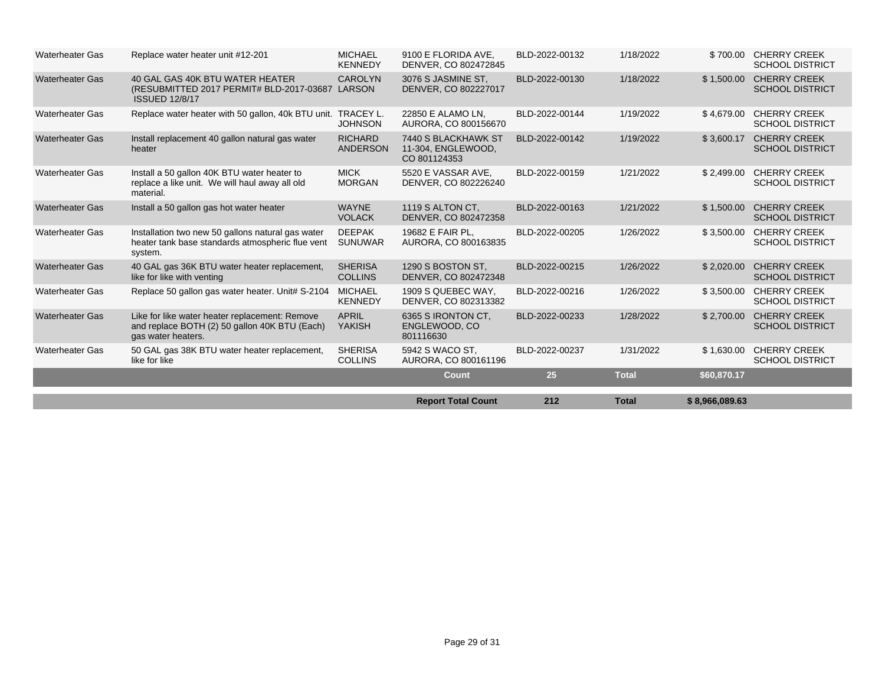| | | | | | | | |
|---|---|---|---|---|---|---|---|
| Waterheater Gas | Replace water heater unit #12-201 | MICHAEL KENNEDY | 9100 E FLORIDA AVE, DENVER, CO 802472845 | BLD-2022-00132 | 1/18/2022 | $ 700.00 | CHERRY CREEK SCHOOL DISTRICT |
| Waterheater Gas | 40 GAL GAS 40K BTU WATER HEATER (RESUBMITTED 2017 PERMIT# BLD-2017-03687 ISSUED 12/8/17 | CAROLYN LARSON | 3076 S JASMINE ST, DENVER, CO 802227017 | BLD-2022-00130 | 1/18/2022 | $ 1,500.00 | CHERRY CREEK SCHOOL DISTRICT |
| Waterheater Gas | Replace water heater with 50 gallon, 40k BTU unit. | TRACEY L. JOHNSON | 22850 E ALAMO LN, AURORA, CO 800156670 | BLD-2022-00144 | 1/19/2022 | $ 4,679.00 | CHERRY CREEK SCHOOL DISTRICT |
| Waterheater Gas | Install replacement 40 gallon natural gas water heater | RICHARD ANDERSON | 7440 S BLACKHAWK ST 11-304, ENGLEWOOD, CO 801124353 | BLD-2022-00142 | 1/19/2022 | $ 3,600.17 | CHERRY CREEK SCHOOL DISTRICT |
| Waterheater Gas | Install a 50 gallon 40K BTU water heater to replace a like unit. We will haul away all old material. | MICK MORGAN | 5520 E VASSAR AVE, DENVER, CO 802226240 | BLD-2022-00159 | 1/21/2022 | $ 2,499.00 | CHERRY CREEK SCHOOL DISTRICT |
| Waterheater Gas | Install a 50 gallon gas hot water heater | WAYNE VOLACK | 1119 S ALTON CT, DENVER, CO 802472358 | BLD-2022-00163 | 1/21/2022 | $ 1,500.00 | CHERRY CREEK SCHOOL DISTRICT |
| Waterheater Gas | Installation two new 50 gallons natural gas water heater tank base standards atmospheric flue vent system. | DEEPAK SUNUWAR | 19682 E FAIR PL, AURORA, CO 800163835 | BLD-2022-00205 | 1/26/2022 | $ 3,500.00 | CHERRY CREEK SCHOOL DISTRICT |
| Waterheater Gas | 40 GAL gas 36K BTU water heater replacement, like for like with venting | SHERISA COLLINS | 1290 S BOSTON ST, DENVER, CO 802472348 | BLD-2022-00215 | 1/26/2022 | $ 2,020.00 | CHERRY CREEK SCHOOL DISTRICT |
| Waterheater Gas | Replace 50 gallon gas water heater. Unit# S-2104 | MICHAEL KENNEDY | 1909 S QUEBEC WAY, DENVER, CO 802313382 | BLD-2022-00216 | 1/26/2022 | $ 3,500.00 | CHERRY CREEK SCHOOL DISTRICT |
| Waterheater Gas | Like for like water heater replacement: Remove and replace BOTH (2) 50 gallon 40K BTU (Each) gas water heaters. | APRIL YAKISH | 6365 S IRONTON CT, ENGLEWOOD, CO 801116630 | BLD-2022-00233 | 1/28/2022 | $ 2,700.00 | CHERRY CREEK SCHOOL DISTRICT |
| Waterheater Gas | 50 GAL gas 38K BTU water heater replacement, like for like | SHERISA COLLINS | 5942 S WACO ST, AURORA, CO 800161196 | BLD-2022-00237 | 1/31/2022 | $ 1,630.00 | CHERRY CREEK SCHOOL DISTRICT |
| | | | **Count** | **25** | **Total** | **$60,870.17** | |
| | | | **Report Total Count** | **212** | **Total** | **$ 8,966,089.63** | |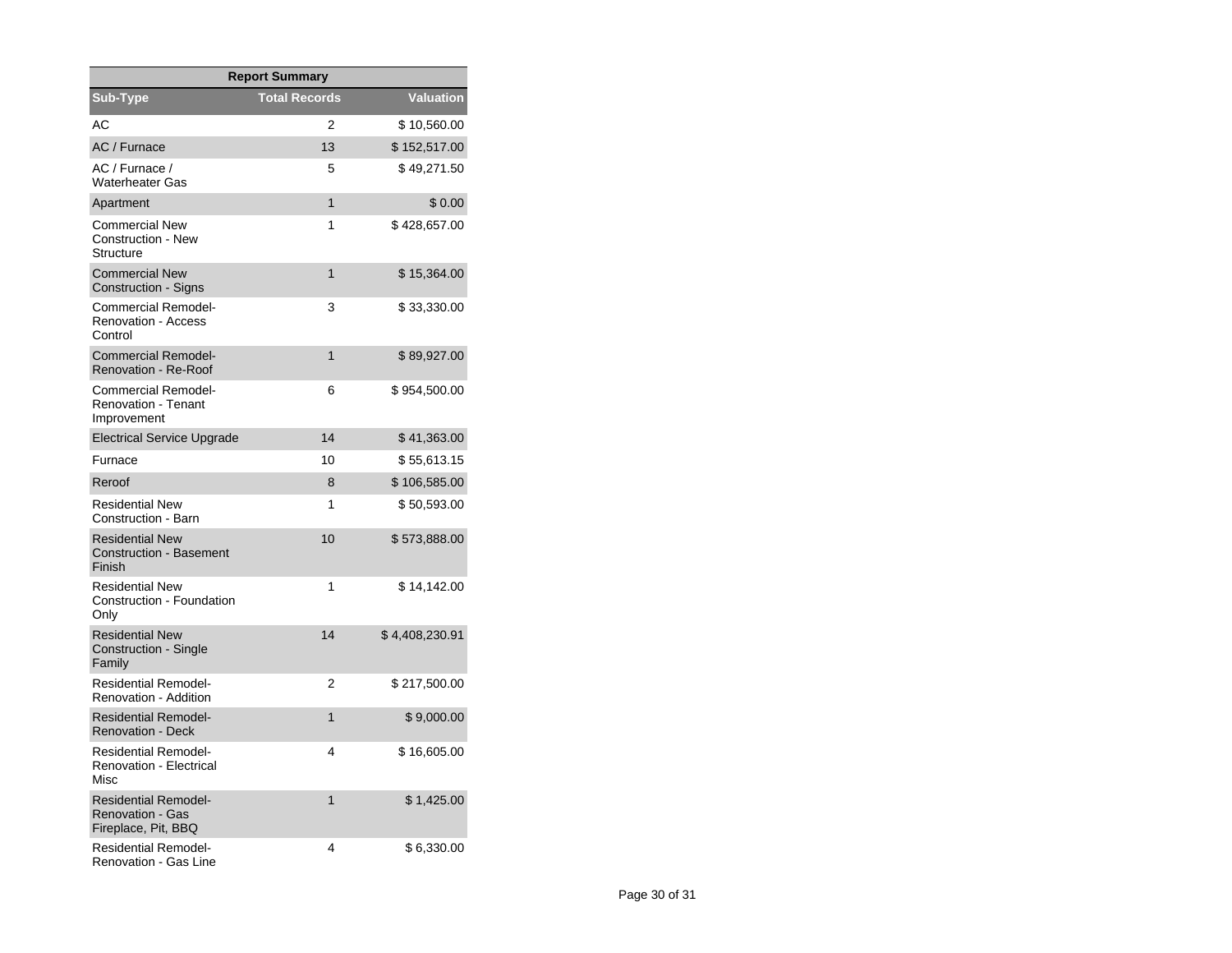| Report Summary | | |
|---|---|---|
| **Sub-Type** | **Total Records** | **Valuation** |
| AC | 2 | $ 10,560.00 |
| AC / Furnace | 13 | $ 152,517.00 |
| AC / Furnace / Waterheater Gas | 5 | $ 49,271.50 |
| Apartment | 1 | $ 0.00 |
| Commercial New Construction - New Structure | 1 | $ 428,657.00 |
| Commercial New Construction - Signs | 1 | $ 15,364.00 |
| Commercial Remodel-Renovation - Access Control | 3 | $ 33,330.00 |
| Commercial Remodel-Renovation - Re-Roof | 1 | $ 89,927.00 |
| Commercial Remodel-Renovation - Tenant Improvement | 6 | $ 954,500.00 |
| Electrical Service Upgrade | 14 | $ 41,363.00 |
| Furnace | 10 | $ 55,613.15 |
| Reroof | 8 | $ 106,585.00 |
| Residential New Construction - Barn | 1 | $ 50,593.00 |
| Residential New Construction - Basement Finish | 10 | $ 573,888.00 |
| Residential New Construction - Foundation Only | 1 | $ 14,142.00 |
| Residential New Construction - Single Family | 14 | $ 4,408,230.91 |
| Residential Remodel-Renovation - Addition | 2 | $ 217,500.00 |
| Residential Remodel-Renovation - Deck | 1 | $ 9,000.00 |
| Residential Remodel-Renovation - Electrical Misc | 4 | $ 16,605.00 |
| Residential Remodel-Renovation - Gas Fireplace, Pit, BBQ | 1 | $ 1,425.00 |
| Residential Remodel-Renovation - Gas Line | 4 | $ 6,330.00 |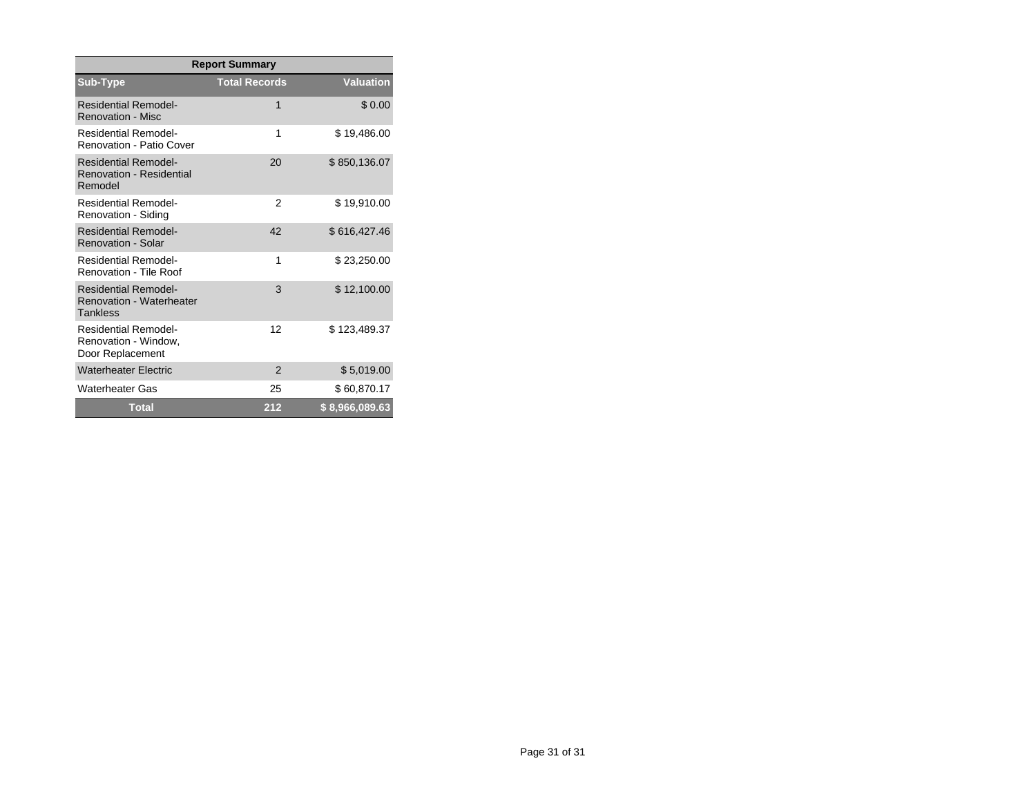| Report Summary | | |
|---|---|---|
| Sub-Type | Total Records | Valuation |
| Residential Remodel-Renovation - Misc | 1 | $ 0.00 |
| Residential Remodel-Renovation - Patio Cover | 1 | $ 19,486.00 |
| Residential Remodel-Renovation - Residential Remodel | 20 | $ 850,136.07 |
| Residential Remodel-Renovation - Siding | 2 | $ 19,910.00 |
| Residential Remodel-Renovation - Solar | 42 | $ 616,427.46 |
| Residential Remodel-Renovation - Tile Roof | 1 | $ 23,250.00 |
| Residential Remodel-Renovation - Waterheater Tankless | 3 | $ 12,100.00 |
| Residential Remodel-Renovation - Window, Door Replacement | 12 | $ 123,489.37 |
| Waterheater Electric | 2 | $ 5,019.00 |
| Waterheater Gas | 25 | $ 60,870.17 |
| **Total** | **212** | **$ 8,966,089.63** |